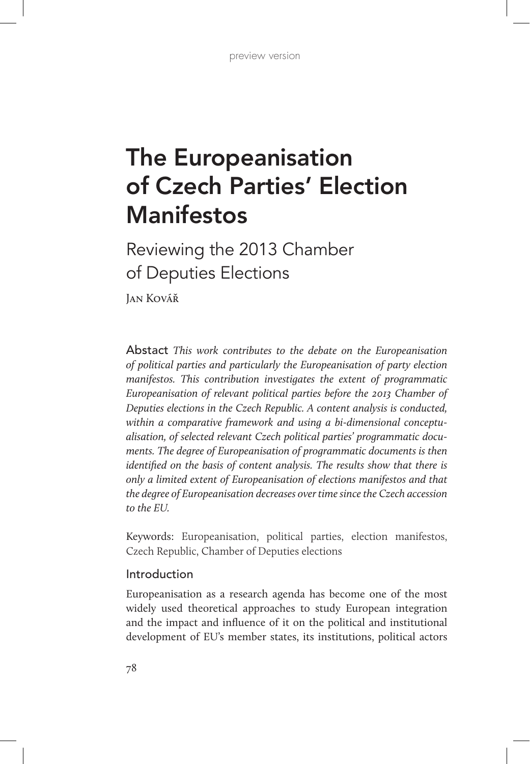# The Europeanisation of Czech Parties' Election Manifestos

## Reviewing the 2013 Chamber of Deputies Elections

Jan Kovář

**Abstact** *This work contributes to the debate on the Europeanisation of political parties and particularly the Europeanisation of party election manifestos. This contribution investigates the extent of programmatic Europeanisation of relevant political parties before the 2013 Chamber of Deputies elections in the Czech Republic. A content analysis is conducted, within a comparative framework and using a bi-dimensional conceptualisation, of selected relevant Czech political parties' programmatic documents. The degree of Europeanisation of programmatic documents is then identified on the basis of content analysis. The results show that there is only a limited extent of Europeanisation of elections manifestos and that the degree of Europeanisation decreases over time since the Czech accession to the EU.*

Keywords: Europeanisation, political parties, election manifestos, Czech Republic, Chamber of Deputies elections

### Introduction

Europeanisation as a research agenda has become one of the most widely used theoretical approaches to study European integration and the impact and influence of it on the political and institutional development of EU's member states, its institutions, political actors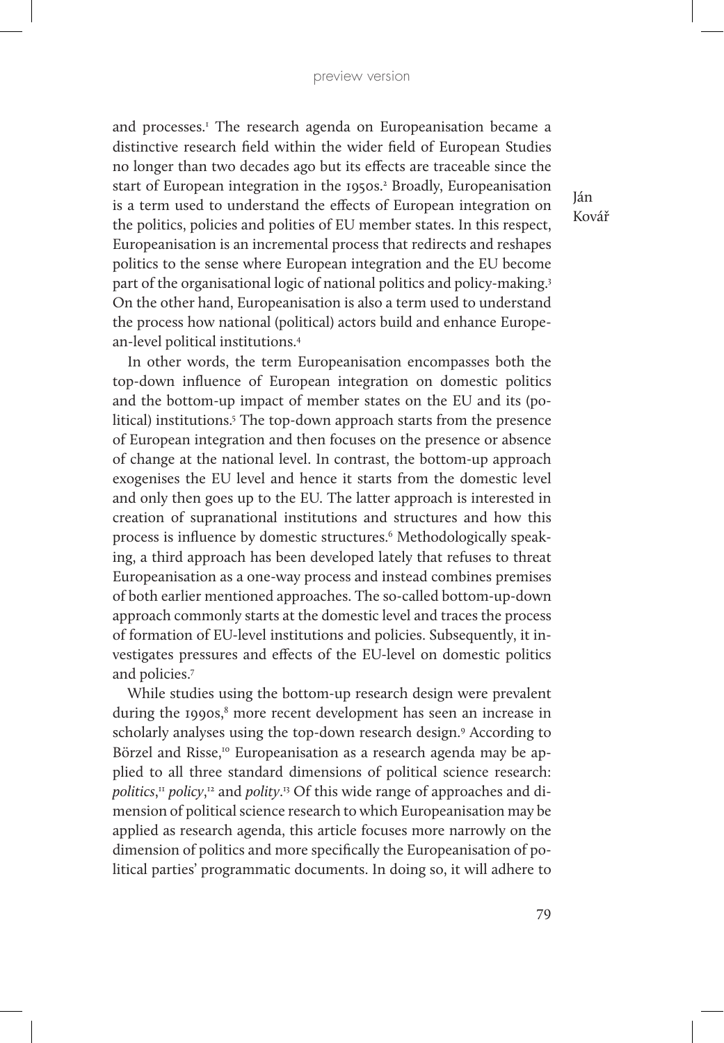and processes.[1] The research agenda on Europeanisation became a distinctive research field within the wider field of European Studies no longer than two decades ago but its effects are traceable since the start of European integration in the 1950s.[2] Broadly, Europeanisation is a term used to understand the effects of European integration on the politics, policies and polities of EU member states. In this respect, Europeanisation is an incremental process that redirects and reshapes politics to the sense where European integration and the EU become part of the organisational logic of national politics and policy-making.[3] On the other hand, Europeanisation is also a term used to understand the process how national (political) actors build and enhance European-level political institutions.[4]

In other words, the term Europeanisation encompasses both the top-down influence of European integration on domestic politics and the bottom-up impact of member states on the EU and its (political) institutions.[5] The top-down approach starts from the presence of European integration and then focuses on the presence or absence of change at the national level. In contrast, the bottom-up approach exogenises the EU level and hence it starts from the domestic level and only then goes up to the EU. The latter approach is interested in creation of supranational institutions and structures and how this process is influence by domestic structures.[6] Methodologically speaking, a third approach has been developed lately that refuses to threat Europeanisation as a one-way process and instead combines premises of both earlier mentioned approaches. The so-called bottom-up-down approach commonly starts at the domestic level and traces the process of formation of EU-level institutions and policies. Subsequently, it investigates pressures and effects of the EU-level on domestic politics and policies.[7]

While studies using the bottom-up research design were prevalent during the 1990s,[8] more recent development has seen an increase in scholarly analyses using the top-down research design.[9] According to Börzel and Risse,[10] Europeanisation as a research agenda may be applied to all three standard dimensions of political science research: *politics*,[11] *policy*,[12] and *polity*.[13] Of this wide range of approaches and dimension of political science research to which Europeanisation may be applied as research agenda, this article focuses more narrowly on the dimension of politics and more specifically the Europeanisation of political parties' programmatic documents. In doing so, it will adhere to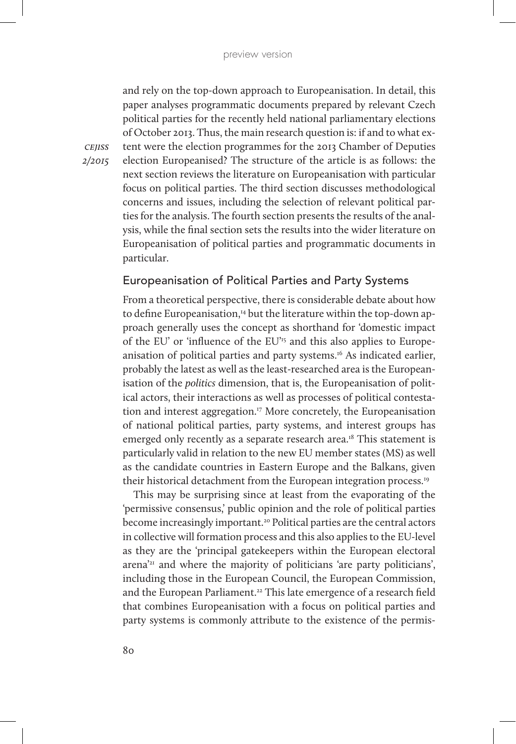and rely on the top-down approach to Europeanisation. In detail, this paper analyses programmatic documents prepared by relevant Czech political parties for the recently held national parliamentary elections of October 2013. Thus, the main research question is: if and to what extent were the election programmes for the 2013 Chamber of Deputies election Europeanised? The structure of the article is as follows: the next section reviews the literature on Europeanisation with particular focus on political parties. The third section discusses methodological concerns and issues, including the selection of relevant political parties for the analysis. The fourth section presents the results of the analysis, while the final section sets the results into the wider literature on Europeanisation of political parties and programmatic documents in particular.

## Europeanisation of Political Parties and Party Systems

From a theoretical perspective, there is considerable debate about how to define Europeanisation,[14] but the literature within the top-down approach generally uses the concept as shorthand for 'domestic impact of the EU' or 'influence of the EU'[15] and this also applies to Europeanisation of political parties and party systems.[16] As indicated earlier, probably the latest as well as the least-researched area is the Europeanisation of the *politics* dimension, that is, the Europeanisation of political actors, their interactions as well as processes of political contestation and interest aggregation.[17] More concretely, the Europeanisation of national political parties, party systems, and interest groups has emerged only recently as a separate research area.[18] This statement is particularly valid in relation to the new EU member states (MS) as well as the candidate countries in Eastern Europe and the Balkans, given their historical detachment from the European integration process.[19]

This may be surprising since at least from the evaporating of the 'permissive consensus,' public opinion and the role of political parties become increasingly important.[20] Political parties are the central actors in collective will formation process and this also applies to the EU-level as they are the 'principal gatekeepers within the European electoral arena'[21] and where the majority of politicians 'are party politicians', including those in the European Council, the European Commission, and the European Parliament.[22] This late emergence of a research field that combines Europeanisation with a focus on political parties and party systems is commonly attribute to the existence of the permis-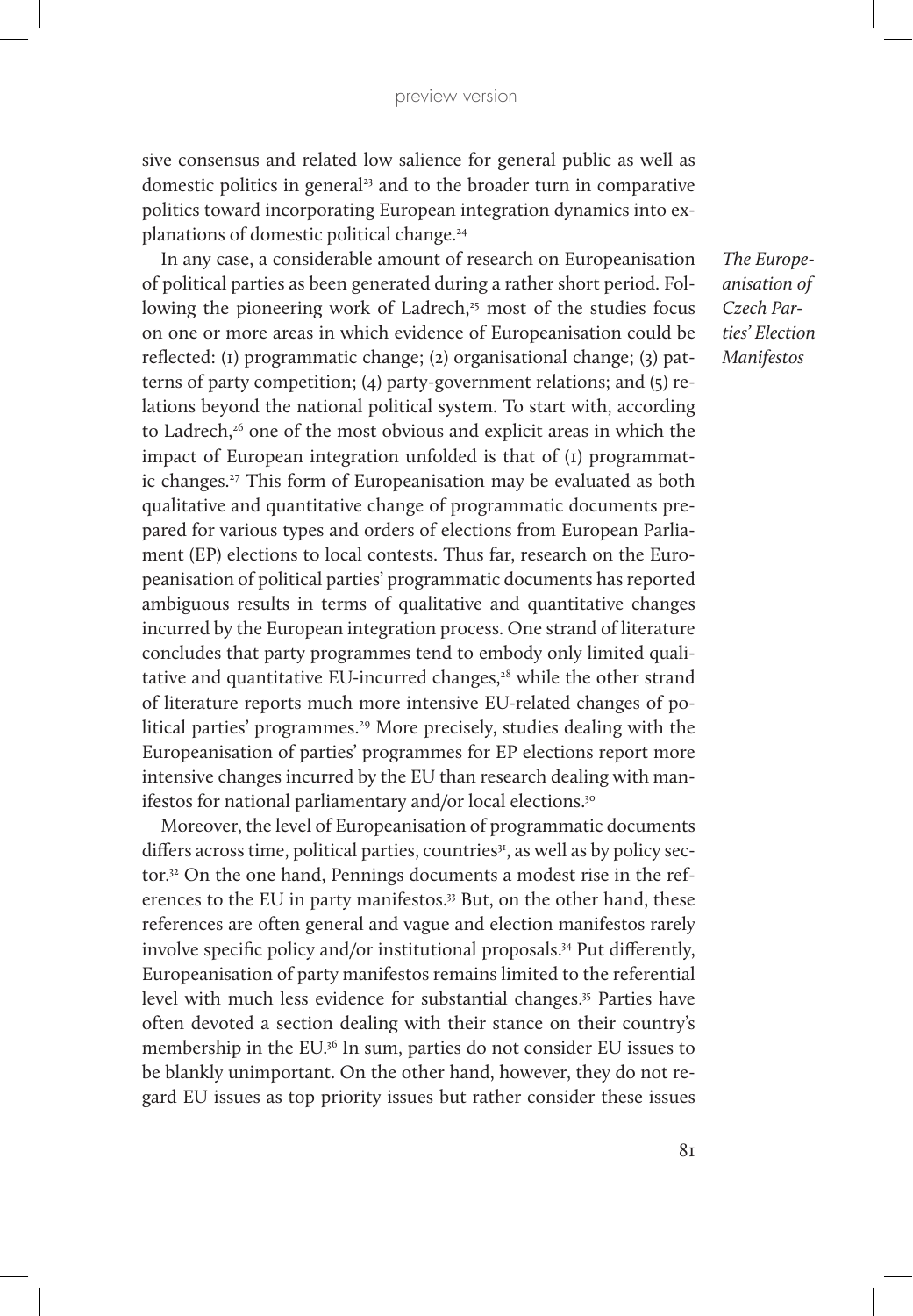sive consensus and related low salience for general public as well as domestic politics in general[23] and to the broader turn in comparative politics toward incorporating European integration dynamics into explanations of domestic political change.[24]

In any case, a considerable amount of research on Europeanisation of political parties as been generated during a rather short period. Following the pioneering work of Ladrech,[25] most of the studies focus on one or more areas in which evidence of Europeanisation could be reflected: (1) programmatic change; (2) organisational change; (3) patterns of party competition; (4) party-government relations; and (5) relations beyond the national political system. To start with, according to Ladrech,[26] one of the most obvious and explicit areas in which the impact of European integration unfolded is that of (1) programmatic changes.[27] This form of Europeanisation may be evaluated as both qualitative and quantitative change of programmatic documents prepared for various types and orders of elections from European Parliament (EP) elections to local contests. Thus far, research on the Europeanisation of political parties' programmatic documents has reported ambiguous results in terms of qualitative and quantitative changes incurred by the European integration process. One strand of literature concludes that party programmes tend to embody only limited qualitative and quantitative EU-incurred changes,[28] while the other strand of literature reports much more intensive EU-related changes of political parties' programmes.[29] More precisely, studies dealing with the Europeanisation of parties' programmes for EP elections report more intensive changes incurred by the EU than research dealing with manifestos for national parliamentary and/or local elections.[30]

Moreover, the level of Europeanisation of programmatic documents differs across time, political parties, countries[31], as well as by policy sector.[32] On the one hand, Pennings documents a modest rise in the references to the EU in party manifestos.[33] But, on the other hand, these references are often general and vague and election manifestos rarely involve specific policy and/or institutional proposals.[34] Put differently, Europeanisation of party manifestos remains limited to the referential level with much less evidence for substantial changes.[35] Parties have often devoted a section dealing with their stance on their country's membership in the EU.[36] In sum, parties do not consider EU issues to be blankly unimportant. On the other hand, however, they do not regard EU issues as top priority issues but rather consider these issues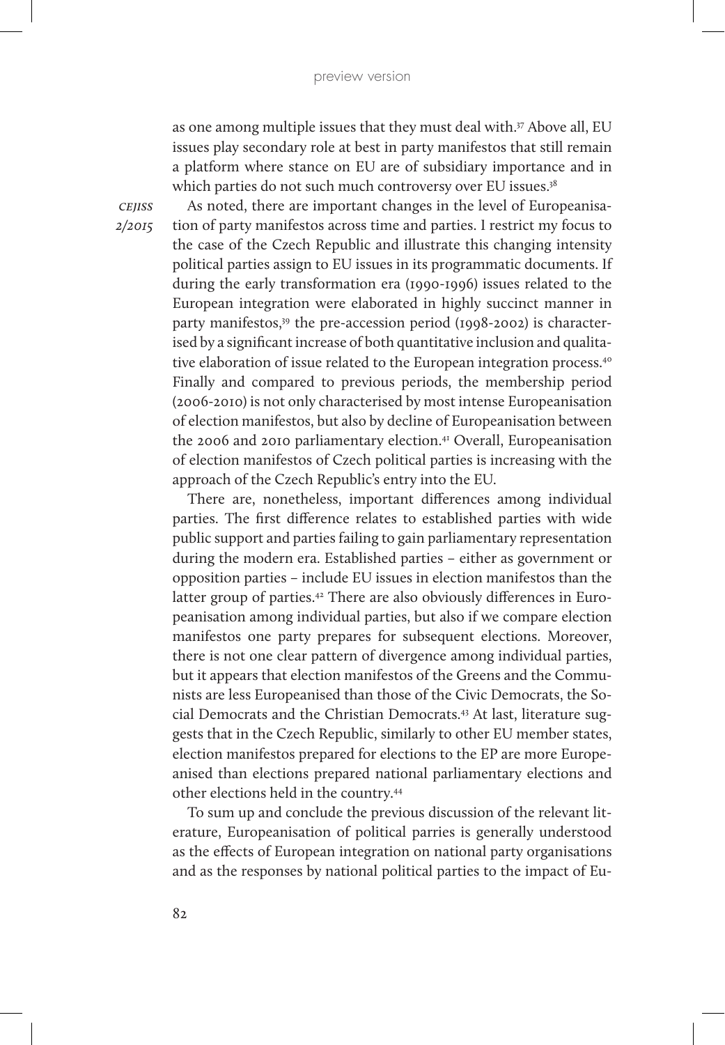as one among multiple issues that they must deal with.[37] Above all, EU issues play secondary role at best in party manifestos that still remain a platform where stance on EU are of subsidiary importance and in which parties do not such much controversy over EU issues.[38]

As noted, there are important changes in the level of Europeanisation of party manifestos across time and parties. I restrict my focus to the case of the Czech Republic and illustrate this changing intensity political parties assign to EU issues in its programmatic documents. If during the early transformation era (1990-1996) issues related to the European integration were elaborated in highly succinct manner in party manifestos,[39] the pre-accession period (1998-2002) is characterised by a significant increase of both quantitative inclusion and qualitative elaboration of issue related to the European integration process.[40] Finally and compared to previous periods, the membership period (2006-2010) is not only characterised by most intense Europeanisation of election manifestos, but also by decline of Europeanisation between the 2006 and 2010 parliamentary election.[41] Overall, Europeanisation of election manifestos of Czech political parties is increasing with the approach of the Czech Republic's entry into the EU.

There are, nonetheless, important differences among individual parties. The first difference relates to established parties with wide public support and parties failing to gain parliamentary representation during the modern era. Established parties – either as government or opposition parties – include EU issues in election manifestos than the latter group of parties.[42] There are also obviously differences in Europeanisation among individual parties, but also if we compare election manifestos one party prepares for subsequent elections. Moreover, there is not one clear pattern of divergence among individual parties, but it appears that election manifestos of the Greens and the Communists are less Europeanised than those of the Civic Democrats, the Social Democrats and the Christian Democrats.[43] At last, literature suggests that in the Czech Republic, similarly to other EU member states, election manifestos prepared for elections to the EP are more Europeanised than elections prepared national parliamentary elections and other elections held in the country.[44]

To sum up and conclude the previous discussion of the relevant literature, Europeanisation of political parries is generally understood as the effects of European integration on national party organisations and as the responses by national political parties to the impact of Eu-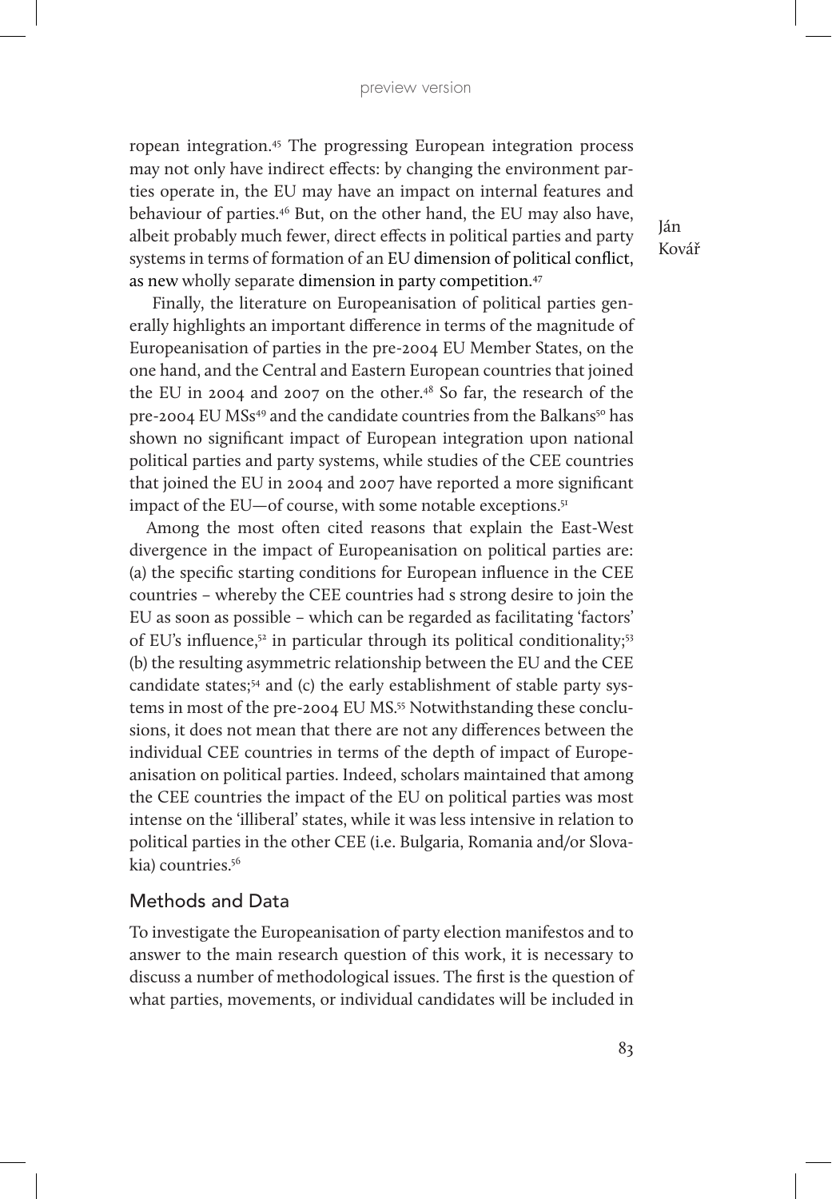ropean integration.[45] The progressing European integration process may not only have indirect effects: by changing the environment parties operate in, the EU may have an impact on internal features and behaviour of parties.[46] But, on the other hand, the EU may also have, albeit probably much fewer, direct effects in political parties and party systems in terms of formation of an EU dimension of political conflict, as new wholly separate dimension in party competition.[47]

Finally, the literature on Europeanisation of political parties generally highlights an important difference in terms of the magnitude of Europeanisation of parties in the pre-2004 EU Member States, on the one hand, and the Central and Eastern European countries that joined the EU in 2004 and 2007 on the other.[48] So far, the research of the pre-2004 EU MSs[49] and the candidate countries from the Balkans[50] has shown no significant impact of European integration upon national political parties and party systems, while studies of the CEE countries that joined the EU in 2004 and 2007 have reported a more significant impact of the EU—of course, with some notable exceptions.[51]

Among the most often cited reasons that explain the East-West divergence in the impact of Europeanisation on political parties are: (a) the specific starting conditions for European influence in the CEE countries – whereby the CEE countries had s strong desire to join the EU as soon as possible – which can be regarded as facilitating 'factors' of EU's influence,[52] in particular through its political conditionality;[53] (b) the resulting asymmetric relationship between the EU and the CEE candidate states;[54] and (c) the early establishment of stable party systems in most of the pre-2004 EU MS.[55] Notwithstanding these conclusions, it does not mean that there are not any differences between the individual CEE countries in terms of the depth of impact of Europeanisation on political parties. Indeed, scholars maintained that among the CEE countries the impact of the EU on political parties was most intense on the 'illiberal' states, while it was less intensive in relation to political parties in the other CEE (i.e. Bulgaria, Romania and/or Slovakia) countries.[56]

## Methods and Data

To investigate the Europeanisation of party election manifestos and to answer to the main research question of this work, it is necessary to discuss a number of methodological issues. The first is the question of what parties, movements, or individual candidates will be included in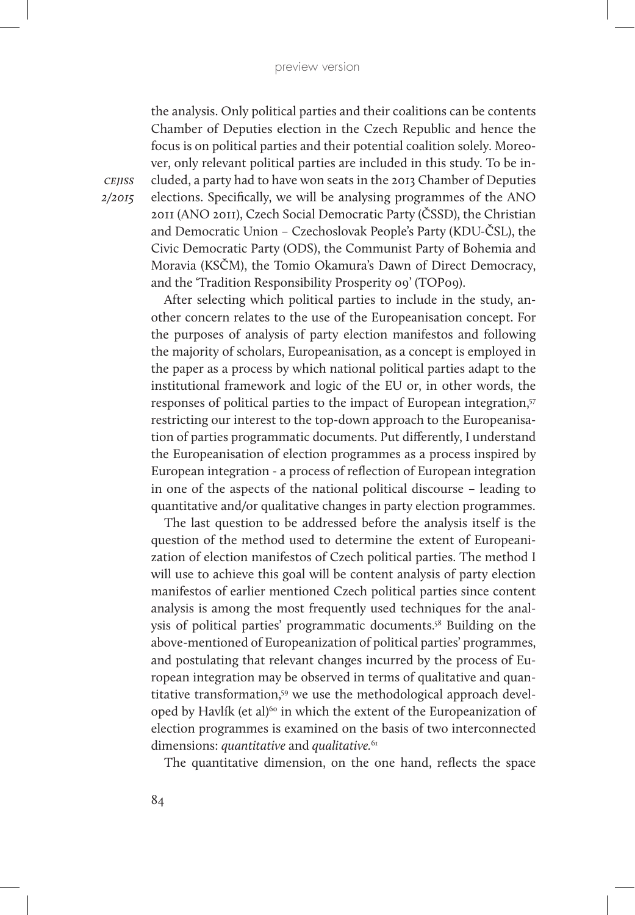the analysis. Only political parties and their coalitions can be contents Chamber of Deputies election in the Czech Republic and hence the focus is on political parties and their potential coalition solely. Moreover, only relevant political parties are included in this study. To be included, a party had to have won seats in the 2013 Chamber of Deputies elections. Specifically, we will be analysing programmes of the ANO 2011 (ANO 2011), Czech Social Democratic Party (ČSSD), the Christian and Democratic Union – Czechoslovak People's Party (KDU-ČSL), the Civic Democratic Party (ODS), the Communist Party of Bohemia and Moravia (KSČM), the Tomio Okamura's Dawn of Direct Democracy, and the 'Tradition Responsibility Prosperity 09' (TOP09).

After selecting which political parties to include in the study, another concern relates to the use of the Europeanisation concept. For the purposes of analysis of party election manifestos and following the majority of scholars, Europeanisation, as a concept is employed in the paper as a process by which national political parties adapt to the institutional framework and logic of the EU or, in other words, the responses of political parties to the impact of European integration,[57] restricting our interest to the top-down approach to the Europeanisation of parties programmatic documents. Put differently, I understand the Europeanisation of election programmes as a process inspired by European integration - a process of reflection of European integration in one of the aspects of the national political discourse – leading to quantitative and/or qualitative changes in party election programmes.

The last question to be addressed before the analysis itself is the question of the method used to determine the extent of Europeanization of election manifestos of Czech political parties. The method I will use to achieve this goal will be content analysis of party election manifestos of earlier mentioned Czech political parties since content analysis is among the most frequently used techniques for the analysis of political parties' programmatic documents.[58] Building on the above-mentioned of Europeanization of political parties' programmes, and postulating that relevant changes incurred by the process of European integration may be observed in terms of qualitative and quantitative transformation,[59] we use the methodological approach developed by Havlík (et al)[60] in which the extent of the Europeanization of election programmes is examined on the basis of two interconnected dimensions: *quantitative* and *qualitative*.[61]

The quantitative dimension, on the one hand, reflects the space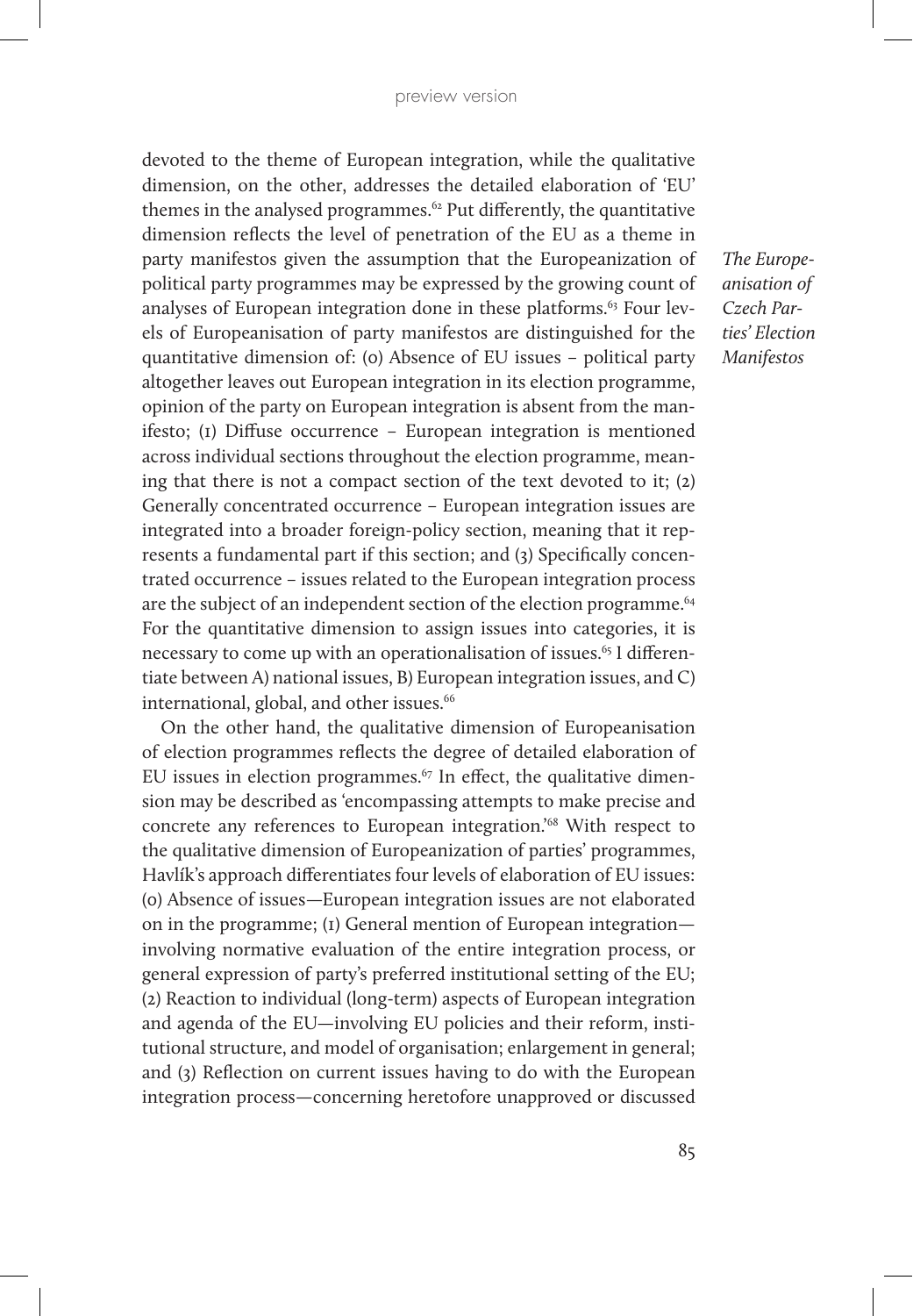devoted to the theme of European integration, while the qualitative dimension, on the other, addresses the detailed elaboration of 'EU' themes in the analysed programmes.[62] Put differently, the quantitative dimension reflects the level of penetration of the EU as a theme in party manifestos given the assumption that the Europeanization of political party programmes may be expressed by the growing count of analyses of European integration done in these platforms.[63] Four levels of Europeanisation of party manifestos are distinguished for the quantitative dimension of: (0) Absence of EU issues – political party altogether leaves out European integration in its election programme, opinion of the party on European integration is absent from the manifesto; (1) Diffuse occurrence – European integration is mentioned across individual sections throughout the election programme, meaning that there is not a compact section of the text devoted to it; (2) Generally concentrated occurrence – European integration issues are integrated into a broader foreign-policy section, meaning that it represents a fundamental part if this section; and (3) Specifically concentrated occurrence – issues related to the European integration process are the subject of an independent section of the election programme.[64] For the quantitative dimension to assign issues into categories, it is necessary to come up with an operationalisation of issues.[65] I differentiate between A) national issues, B) European integration issues, and C) international, global, and other issues.[66]

On the other hand, the qualitative dimension of Europeanisation of election programmes reflects the degree of detailed elaboration of EU issues in election programmes.[67] In effect, the qualitative dimension may be described as 'encompassing attempts to make precise and concrete any references to European integration.'[68] With respect to the qualitative dimension of Europeanization of parties' programmes, Havlík's approach differentiates four levels of elaboration of EU issues: (0) Absence of issues—European integration issues are not elaborated on in the programme; (1) General mention of European integration—involving normative evaluation of the entire integration process, or general expression of party's preferred institutional setting of the EU; (2) Reaction to individual (long-term) aspects of European integration and agenda of the EU—involving EU policies and their reform, institutional structure, and model of organisation; enlargement in general; and (3) Reflection on current issues having to do with the European integration process—concerning heretofore unapproved or discussed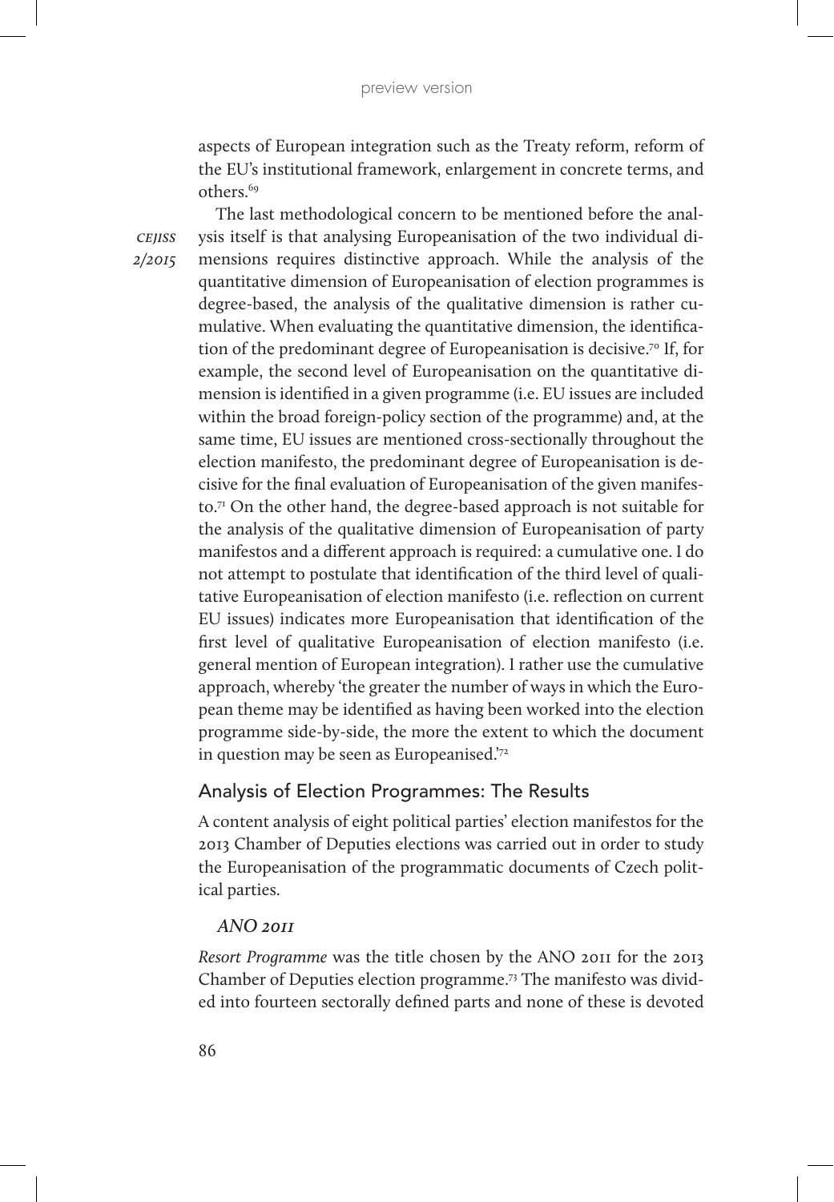aspects of European integration such as the Treaty reform, reform of the EU's institutional framework, enlargement in concrete terms, and others.[69]

The last methodological concern to be mentioned before the analysis itself is that analysing Europeanisation of the two individual dimensions requires distinctive approach. While the analysis of the quantitative dimension of Europeanisation of election programmes is degree-based, the analysis of the qualitative dimension is rather cumulative. When evaluating the quantitative dimension, the identification of the predominant degree of Europeanisation is decisive.[70] If, for example, the second level of Europeanisation on the quantitative dimension is identified in a given programme (i.e. EU issues are included within the broad foreign-policy section of the programme) and, at the same time, EU issues are mentioned cross-sectionally throughout the election manifesto, the predominant degree of Europeanisation is decisive for the final evaluation of Europeanisation of the given manifesto.[71] On the other hand, the degree-based approach is not suitable for the analysis of the qualitative dimension of Europeanisation of party manifestos and a different approach is required: a cumulative one. I do not attempt to postulate that identification of the third level of qualitative Europeanisation of election manifesto (i.e. reflection on current EU issues) indicates more Europeanisation that identification of the first level of qualitative Europeanisation of election manifesto (i.e. general mention of European integration). I rather use the cumulative approach, whereby 'the greater the number of ways in which the European theme may be identified as having been worked into the election programme side-by-side, the more the extent to which the document in question may be seen as Europeanised.'[72]

## Analysis of Election Programmes: The Results

A content analysis of eight political parties' election manifestos for the 2013 Chamber of Deputies elections was carried out in order to study the Europeanisation of the programmatic documents of Czech political parties.

### *ANO 2011*

*Resort Programme* was the title chosen by the ANO 2011 for the 2013 Chamber of Deputies election programme.[73] The manifesto was divided into fourteen sectorally defined parts and none of these is devoted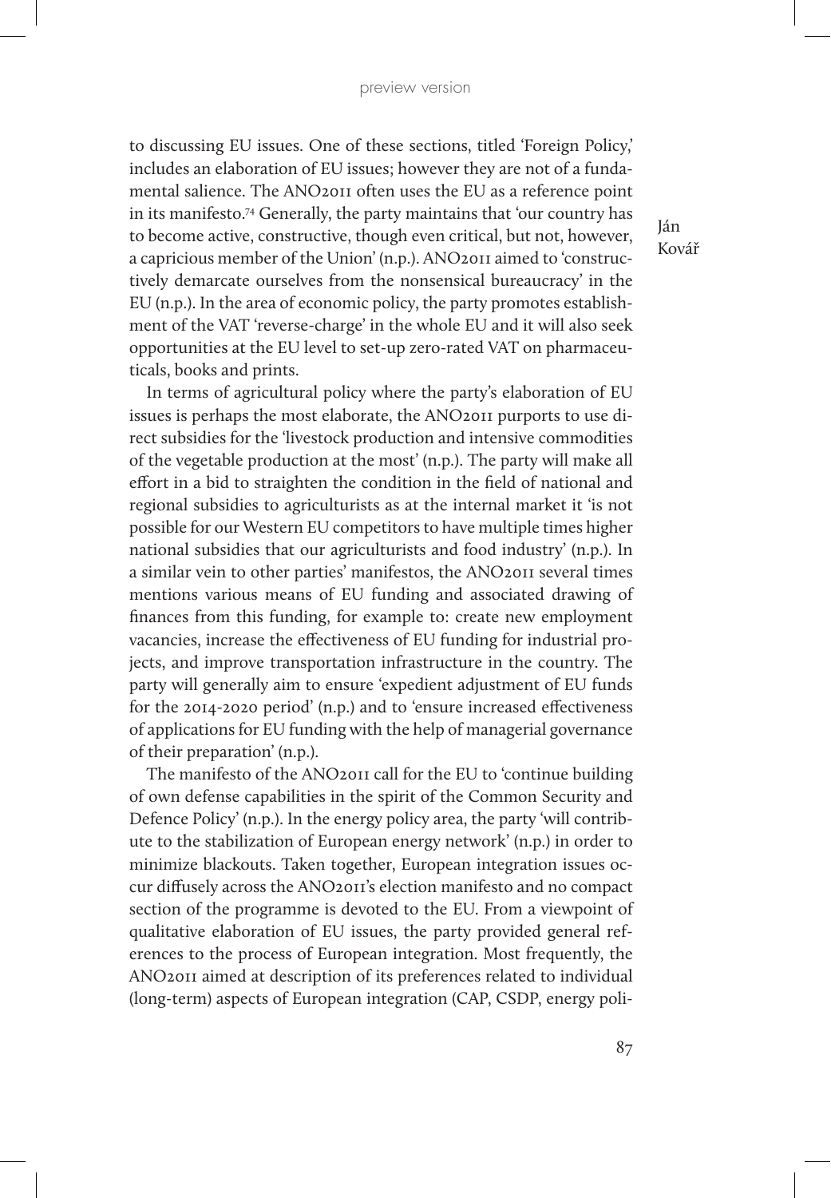to discussing EU issues. One of these sections, titled 'Foreign Policy,' includes an elaboration of EU issues; however they are not of a fundamental salience. The ANO2011 often uses the EU as a reference point in its manifesto.[74] Generally, the party maintains that 'our country has to become active, constructive, though even critical, but not, however, a capricious member of the Union' (n.p.). ANO2011 aimed to 'constructively demarcate ourselves from the nonsensical bureaucracy' in the EU (n.p.). In the area of economic policy, the party promotes establishment of the VAT 'reverse-charge' in the whole EU and it will also seek opportunities at the EU level to set-up zero-rated VAT on pharmaceuticals, books and prints.

In terms of agricultural policy where the party's elaboration of EU issues is perhaps the most elaborate, the ANO2011 purports to use direct subsidies for the 'livestock production and intensive commodities of the vegetable production at the most' (n.p.). The party will make all effort in a bid to straighten the condition in the field of national and regional subsidies to agriculturists as at the internal market it 'is not possible for our Western EU competitors to have multiple times higher national subsidies that our agriculturists and food industry' (n.p.). In a similar vein to other parties' manifestos, the ANO2011 several times mentions various means of EU funding and associated drawing of finances from this funding, for example to: create new employment vacancies, increase the effectiveness of EU funding for industrial projects, and improve transportation infrastructure in the country. The party will generally aim to ensure 'expedient adjustment of EU funds for the 2014-2020 period' (n.p.) and to 'ensure increased effectiveness of applications for EU funding with the help of managerial governance of their preparation' (n.p.).

The manifesto of the ANO2011 call for the EU to 'continue building of own defense capabilities in the spirit of the Common Security and Defence Policy' (n.p.). In the energy policy area, the party 'will contribute to the stabilization of European energy network' (n.p.) in order to minimize blackouts. Taken together, European integration issues occur diffusely across the ANO2011's election manifesto and no compact section of the programme is devoted to the EU. From a viewpoint of qualitative elaboration of EU issues, the party provided general references to the process of European integration. Most frequently, the ANO2011 aimed at description of its preferences related to individual (long-term) aspects of European integration (CAP, CSDP, energy poli-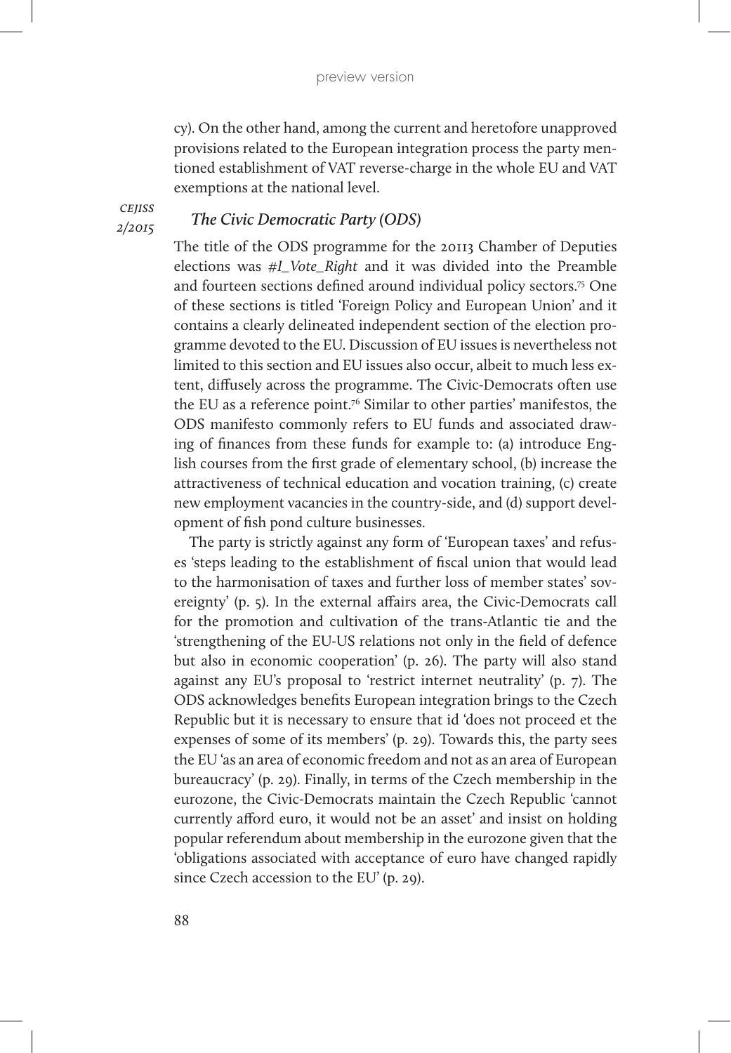cy). On the other hand, among the current and heretofore unapproved provisions related to the European integration process the party mentioned establishment of VAT reverse-charge in the whole EU and VAT exemptions at the national level.

### *The Civic Democratic Party (ODS)*

The title of the ODS programme for the 20113 Chamber of Deputies elections was *#I_Vote_Right* and it was divided into the Preamble and fourteen sections defined around individual policy sectors.[75] One of these sections is titled 'Foreign Policy and European Union' and it contains a clearly delineated independent section of the election programme devoted to the EU. Discussion of EU issues is nevertheless not limited to this section and EU issues also occur, albeit to much less extent, diffusely across the programme. The Civic-Democrats often use the EU as a reference point.[76] Similar to other parties' manifestos, the ODS manifesto commonly refers to EU funds and associated drawing of finances from these funds for example to: (a) introduce English courses from the first grade of elementary school, (b) increase the attractiveness of technical education and vocation training, (c) create new employment vacancies in the country-side, and (d) support development of fish pond culture businesses.

The party is strictly against any form of 'European taxes' and refuses 'steps leading to the establishment of fiscal union that would lead to the harmonisation of taxes and further loss of member states' sovereignty' (p. 5). In the external affairs area, the Civic-Democrats call for the promotion and cultivation of the trans-Atlantic tie and the 'strengthening of the EU-US relations not only in the field of defence but also in economic cooperation' (p. 26). The party will also stand against any EU's proposal to 'restrict internet neutrality' (p. 7). The ODS acknowledges benefits European integration brings to the Czech Republic but it is necessary to ensure that id 'does not proceed et the expenses of some of its members' (p. 29). Towards this, the party sees the EU 'as an area of economic freedom and not as an area of European bureaucracy' (p. 29). Finally, in terms of the Czech membership in the eurozone, the Civic-Democrats maintain the Czech Republic 'cannot currently afford euro, it would not be an asset' and insist on holding popular referendum about membership in the eurozone given that the 'obligations associated with acceptance of euro have changed rapidly since Czech accession to the EU' (p. 29).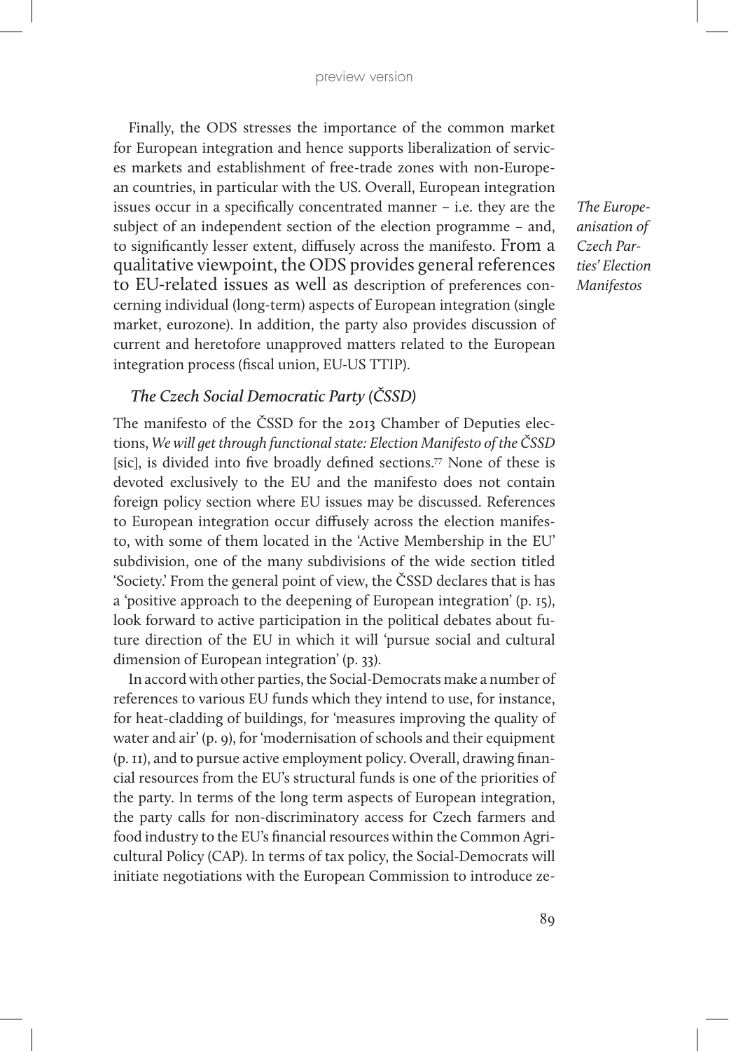Finally, the ODS stresses the importance of the common market for European integration and hence supports liberalization of services markets and establishment of free-trade zones with non-European countries, in particular with the US. Overall, European integration issues occur in a specifically concentrated manner – i.e. they are the subject of an independent section of the election programme – and, to significantly lesser extent, diffusely across the manifesto. From a qualitative viewpoint, the ODS provides general references to EU-related issues as well as description of preferences concerning individual (long-term) aspects of European integration (single market, eurozone). In addition, the party also provides discussion of current and heretofore unapproved matters related to the European integration process (fiscal union, EU-US TTIP).

### *The Czech Social Democratic Party (ČSSD)*

The manifesto of the ČSSD for the 2013 Chamber of Deputies elections, *We will get through functional state: Election Manifesto of the ČSSD* [sic], is divided into five broadly defined sections.[77] None of these is devoted exclusively to the EU and the manifesto does not contain foreign policy section where EU issues may be discussed. References to European integration occur diffusely across the election manifesto, with some of them located in the 'Active Membership in the EU' subdivision, one of the many subdivisions of the wide section titled 'Society.' From the general point of view, the ČSSD declares that is has a 'positive approach to the deepening of European integration' (p. 15), look forward to active participation in the political debates about future direction of the EU in which it will 'pursue social and cultural dimension of European integration' (p. 33).

In accord with other parties, the Social-Democrats make a number of references to various EU funds which they intend to use, for instance, for heat-cladding of buildings, for 'measures improving the quality of water and air' (p. 9), for 'modernisation of schools and their equipment (p. 11), and to pursue active employment policy. Overall, drawing financial resources from the EU's structural funds is one of the priorities of the party. In terms of the long term aspects of European integration, the party calls for non-discriminatory access for Czech farmers and food industry to the EU's financial resources within the Common Agricultural Policy (CAP). In terms of tax policy, the Social-Democrats will initiate negotiations with the European Commission to introduce ze-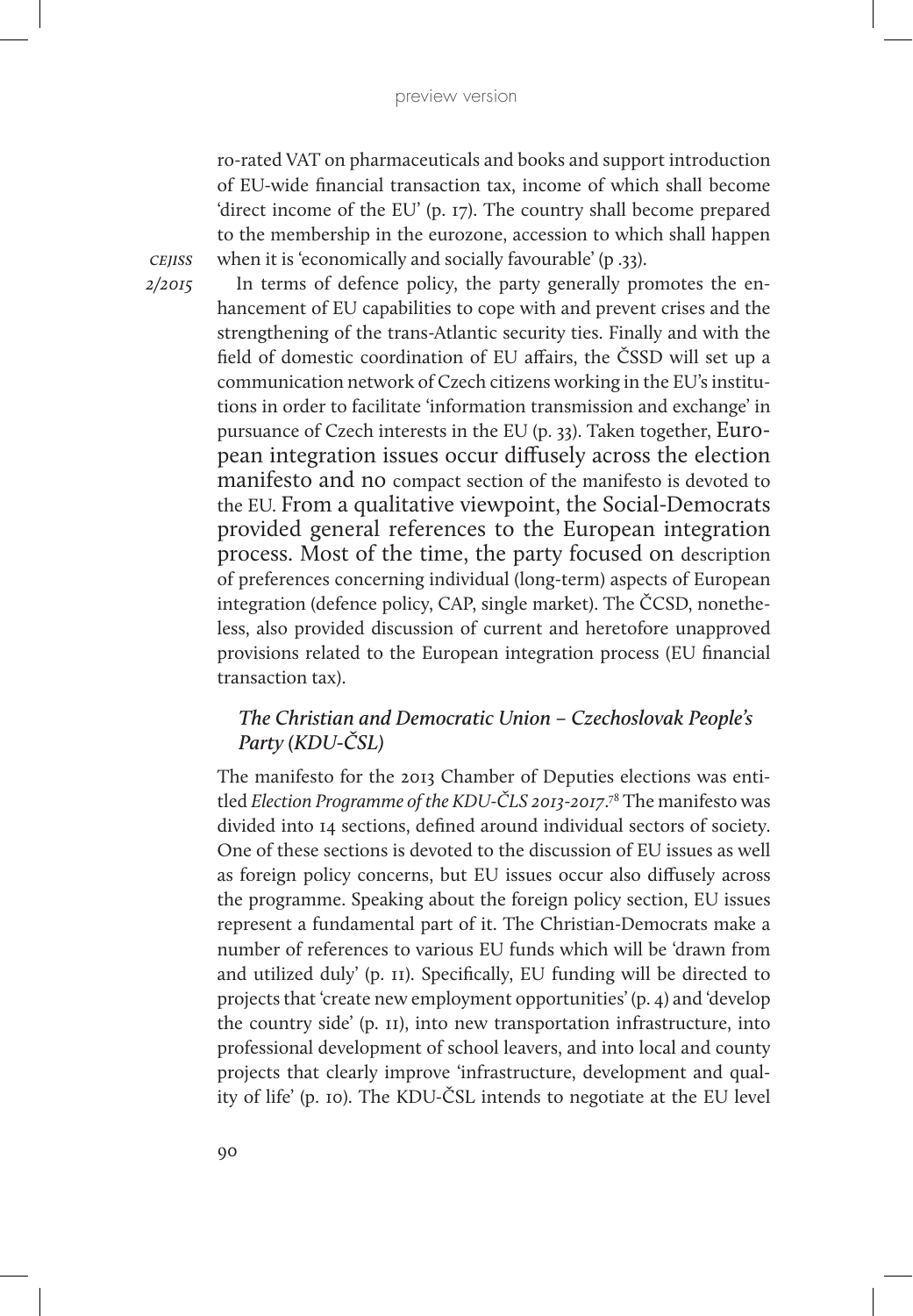ro-rated VAT on pharmaceuticals and books and support introduction of EU-wide financial transaction tax, income of which shall become 'direct income of the EU' (p. 17). The country shall become prepared to the membership in the eurozone, accession to which shall happen when it is 'economically and socially favourable' (p .33).

In terms of defence policy, the party generally promotes the enhancement of EU capabilities to cope with and prevent crises and the strengthening of the trans-Atlantic security ties. Finally and with the field of domestic coordination of EU affairs, the ČSSD will set up a communication network of Czech citizens working in the EU's institutions in order to facilitate 'information transmission and exchange' in pursuance of Czech interests in the EU (p. 33). Taken together, European integration issues occur diffusely across the election manifesto and no compact section of the manifesto is devoted to the EU. From a qualitative viewpoint, the Social-Democrats provided general references to the European integration process. Most of the time, the party focused on description of preferences concerning individual (long-term) aspects of European integration (defence policy, CAP, single market). The ČCSD, nonetheless, also provided discussion of current and heretofore unapproved provisions related to the European integration process (EU financial transaction tax).

### *The Christian and Democratic Union – Czechoslovak People's Party (KDU-ČSL)*

The manifesto for the 2013 Chamber of Deputies elections was entitled *Election Programme of the KDU-ČLS 2013-2017*.[78] The manifesto was divided into 14 sections, defined around individual sectors of society. One of these sections is devoted to the discussion of EU issues as well as foreign policy concerns, but EU issues occur also diffusely across the programme. Speaking about the foreign policy section, EU issues represent a fundamental part of it. The Christian-Democrats make a number of references to various EU funds which will be 'drawn from and utilized duly' (p. 11). Specifically, EU funding will be directed to projects that 'create new employment opportunities' (p. 4) and 'develop the country side' (p. 11), into new transportation infrastructure, into professional development of school leavers, and into local and county projects that clearly improve 'infrastructure, development and quality of life' (p. 10). The KDU-ČSL intends to negotiate at the EU level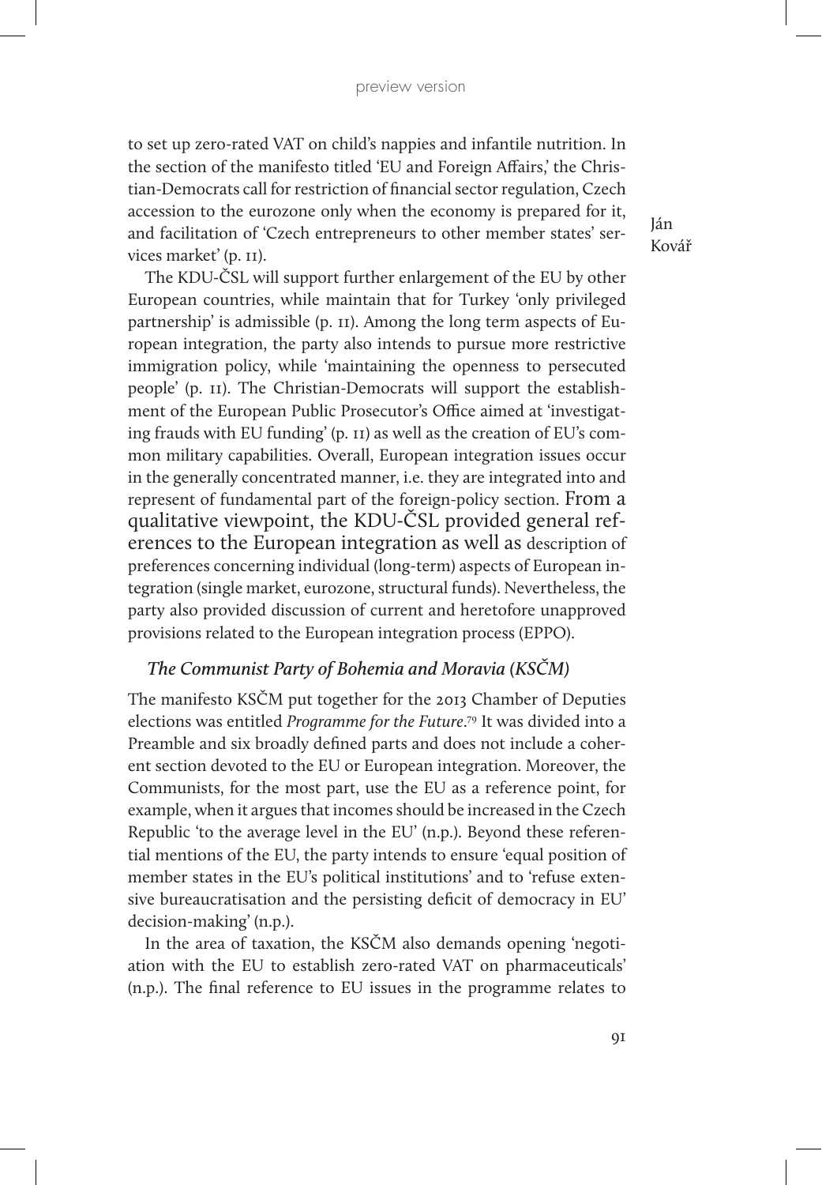to set up zero-rated VAT on child's nappies and infantile nutrition. In the section of the manifesto titled 'EU and Foreign Affairs,' the Christian-Democrats call for restriction of financial sector regulation, Czech accession to the eurozone only when the economy is prepared for it, and facilitation of 'Czech entrepreneurs to other member states' services market' (p. 11).

The KDU-ČSL will support further enlargement of the EU by other European countries, while maintain that for Turkey 'only privileged partnership' is admissible (p. 11). Among the long term aspects of European integration, the party also intends to pursue more restrictive immigration policy, while 'maintaining the openness to persecuted people' (p. 11). The Christian-Democrats will support the establishment of the European Public Prosecutor's Office aimed at 'investigating frauds with EU funding' (p. 11) as well as the creation of EU's common military capabilities. Overall, European integration issues occur in the generally concentrated manner, i.e. they are integrated into and represent of fundamental part of the foreign-policy section. From a qualitative viewpoint, the KDU-ČSL provided general references to the European integration as well as description of preferences concerning individual (long-term) aspects of European integration (single market, eurozone, structural funds). Nevertheless, the party also provided discussion of current and heretofore unapproved provisions related to the European integration process (EPPO).

### *The Communist Party of Bohemia and Moravia (KSČM)*

The manifesto KSČM put together for the 2013 Chamber of Deputies elections was entitled *Programme for the Future*.[79] It was divided into a Preamble and six broadly defined parts and does not include a coherent section devoted to the EU or European integration. Moreover, the Communists, for the most part, use the EU as a reference point, for example, when it argues that incomes should be increased in the Czech Republic 'to the average level in the EU' (n.p.). Beyond these referential mentions of the EU, the party intends to ensure 'equal position of member states in the EU's political institutions' and to 'refuse extensive bureaucratisation and the persisting deficit of democracy in EU' decision-making' (n.p.).

In the area of taxation, the KSČM also demands opening 'negotiation with the EU to establish zero-rated VAT on pharmaceuticals' (n.p.). The final reference to EU issues in the programme relates to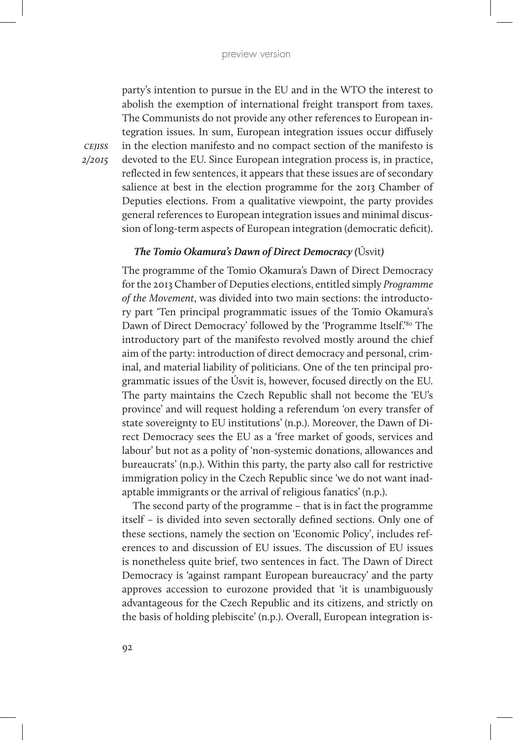party's intention to pursue in the EU and in the WTO the interest to abolish the exemption of international freight transport from taxes. The Communists do not provide any other references to European integration issues. In sum, European integration issues occur diffusely in the election manifesto and no compact section of the manifesto is devoted to the EU. Since European integration process is, in practice, reflected in few sentences, it appears that these issues are of secondary salience at best in the election programme for the 2013 Chamber of Deputies elections. From a qualitative viewpoint, the party provides general references to European integration issues and minimal discussion of long-term aspects of European integration (democratic deficit).

### *The Tomio Okamura's Dawn of Direct Democracy (*Úsvit*)*

The programme of the Tomio Okamura's Dawn of Direct Democracy for the 2013 Chamber of Deputies elections, entitled simply *Programme of the Movement*, was divided into two main sections: the introductory part 'Ten principal programmatic issues of the Tomio Okamura's Dawn of Direct Democracy' followed by the 'Programme Itself.'[80] The introductory part of the manifesto revolved mostly around the chief aim of the party: introduction of direct democracy and personal, criminal, and material liability of politicians. One of the ten principal programmatic issues of the Úsvit is, however, focused directly on the EU. The party maintains the Czech Republic shall not become the 'EU's province' and will request holding a referendum 'on every transfer of state sovereignty to EU institutions' (n.p.). Moreover, the Dawn of Direct Democracy sees the EU as a 'free market of goods, services and labour' but not as a polity of 'non-systemic donations, allowances and bureaucrats' (n.p.). Within this party, the party also call for restrictive immigration policy in the Czech Republic since 'we do not want inadaptable immigrants or the arrival of religious fanatics' (n.p.).

The second party of the programme – that is in fact the programme itself – is divided into seven sectorally defined sections. Only one of these sections, namely the section on 'Economic Policy', includes references to and discussion of EU issues. The discussion of EU issues is nonetheless quite brief, two sentences in fact. The Dawn of Direct Democracy is 'against rampant European bureaucracy' and the party approves accession to eurozone provided that 'it is unambiguously advantageous for the Czech Republic and its citizens, and strictly on the basis of holding plebiscite' (n.p.). Overall, European integration is-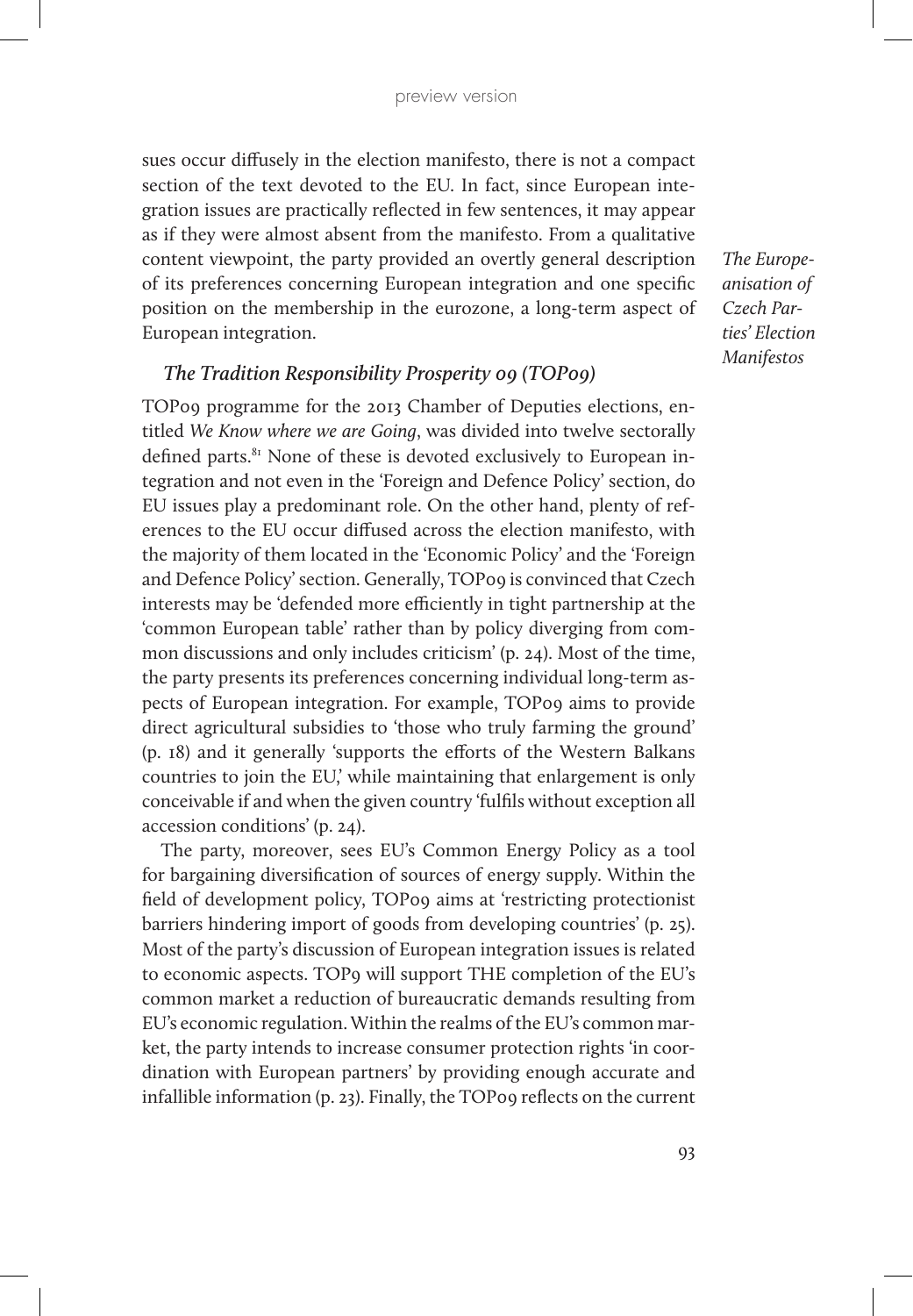sues occur diffusely in the election manifesto, there is not a compact section of the text devoted to the EU. In fact, since European integration issues are practically reflected in few sentences, it may appear as if they were almost absent from the manifesto. From a qualitative content viewpoint, the party provided an overtly general description of its preferences concerning European integration and one specific position on the membership in the eurozone, a long-term aspect of European integration.

### *The Tradition Responsibility Prosperity 09 (TOP09)*

TOP09 programme for the 2013 Chamber of Deputies elections, entitled *We Know where we are Going*, was divided into twelve sectorally defined parts.[81] None of these is devoted exclusively to European integration and not even in the 'Foreign and Defence Policy' section, do EU issues play a predominant role. On the other hand, plenty of references to the EU occur diffused across the election manifesto, with the majority of them located in the 'Economic Policy' and the 'Foreign and Defence Policy' section. Generally, TOP09 is convinced that Czech interests may be 'defended more efficiently in tight partnership at the 'common European table' rather than by policy diverging from common discussions and only includes criticism' (p. 24). Most of the time, the party presents its preferences concerning individual long-term aspects of European integration. For example, TOP09 aims to provide direct agricultural subsidies to 'those who truly farming the ground' (p. 18) and it generally 'supports the efforts of the Western Balkans countries to join the EU,' while maintaining that enlargement is only conceivable if and when the given country 'fulfils without exception all accession conditions' (p. 24).

The party, moreover, sees EU's Common Energy Policy as a tool for bargaining diversification of sources of energy supply. Within the field of development policy, TOP09 aims at 'restricting protectionist barriers hindering import of goods from developing countries' (p. 25). Most of the party's discussion of European integration issues is related to economic aspects. TOP9 will support THE completion of the EU's common market a reduction of bureaucratic demands resulting from EU's economic regulation. Within the realms of the EU's common market, the party intends to increase consumer protection rights 'in coordination with European partners' by providing enough accurate and infallible information (p. 23). Finally, the TOP09 reflects on the current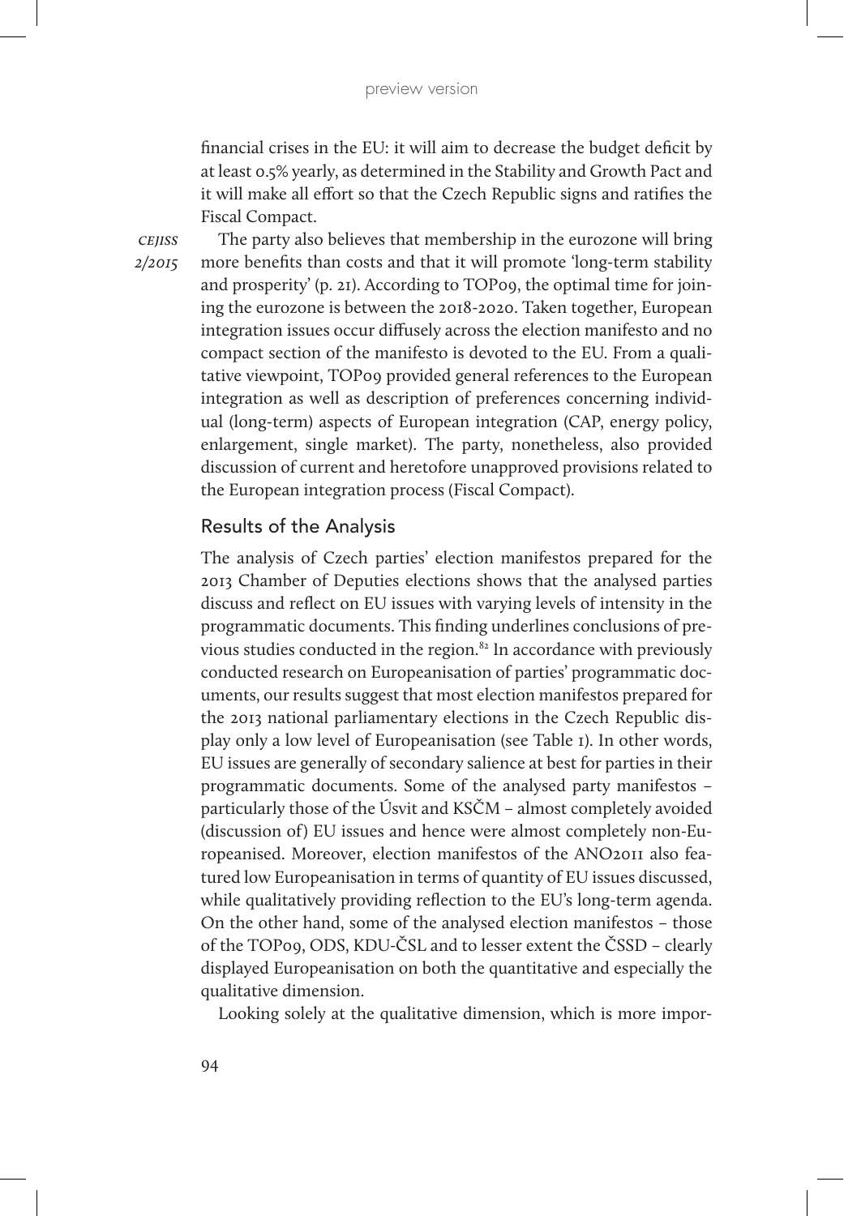financial crises in the EU: it will aim to decrease the budget deficit by at least 0.5% yearly, as determined in the Stability and Growth Pact and it will make all effort so that the Czech Republic signs and ratifies the Fiscal Compact.

The party also believes that membership in the eurozone will bring more benefits than costs and that it will promote 'long-term stability and prosperity' (p. 21). According to TOP09, the optimal time for joining the eurozone is between the 2018-2020. Taken together, European integration issues occur diffusely across the election manifesto and no compact section of the manifesto is devoted to the EU. From a qualitative viewpoint, TOP09 provided general references to the European integration as well as description of preferences concerning individual (long-term) aspects of European integration (CAP, energy policy, enlargement, single market). The party, nonetheless, also provided discussion of current and heretofore unapproved provisions related to the European integration process (Fiscal Compact).

## Results of the Analysis

The analysis of Czech parties' election manifestos prepared for the 2013 Chamber of Deputies elections shows that the analysed parties discuss and reflect on EU issues with varying levels of intensity in the programmatic documents. This finding underlines conclusions of previous studies conducted in the region.[82] In accordance with previously conducted research on Europeanisation of parties' programmatic documents, our results suggest that most election manifestos prepared for the 2013 national parliamentary elections in the Czech Republic display only a low level of Europeanisation (see Table 1). In other words, EU issues are generally of secondary salience at best for parties in their programmatic documents. Some of the analysed party manifestos – particularly those of the Úsvit and KSČM – almost completely avoided (discussion of) EU issues and hence were almost completely non-Europeanised. Moreover, election manifestos of the ANO2011 also featured low Europeanisation in terms of quantity of EU issues discussed, while qualitatively providing reflection to the EU's long-term agenda. On the other hand, some of the analysed election manifestos – those of the TOP09, ODS, KDU-ČSL and to lesser extent the ČSSD – clearly displayed Europeanisation on both the quantitative and especially the qualitative dimension.

Looking solely at the qualitative dimension, which is more impor-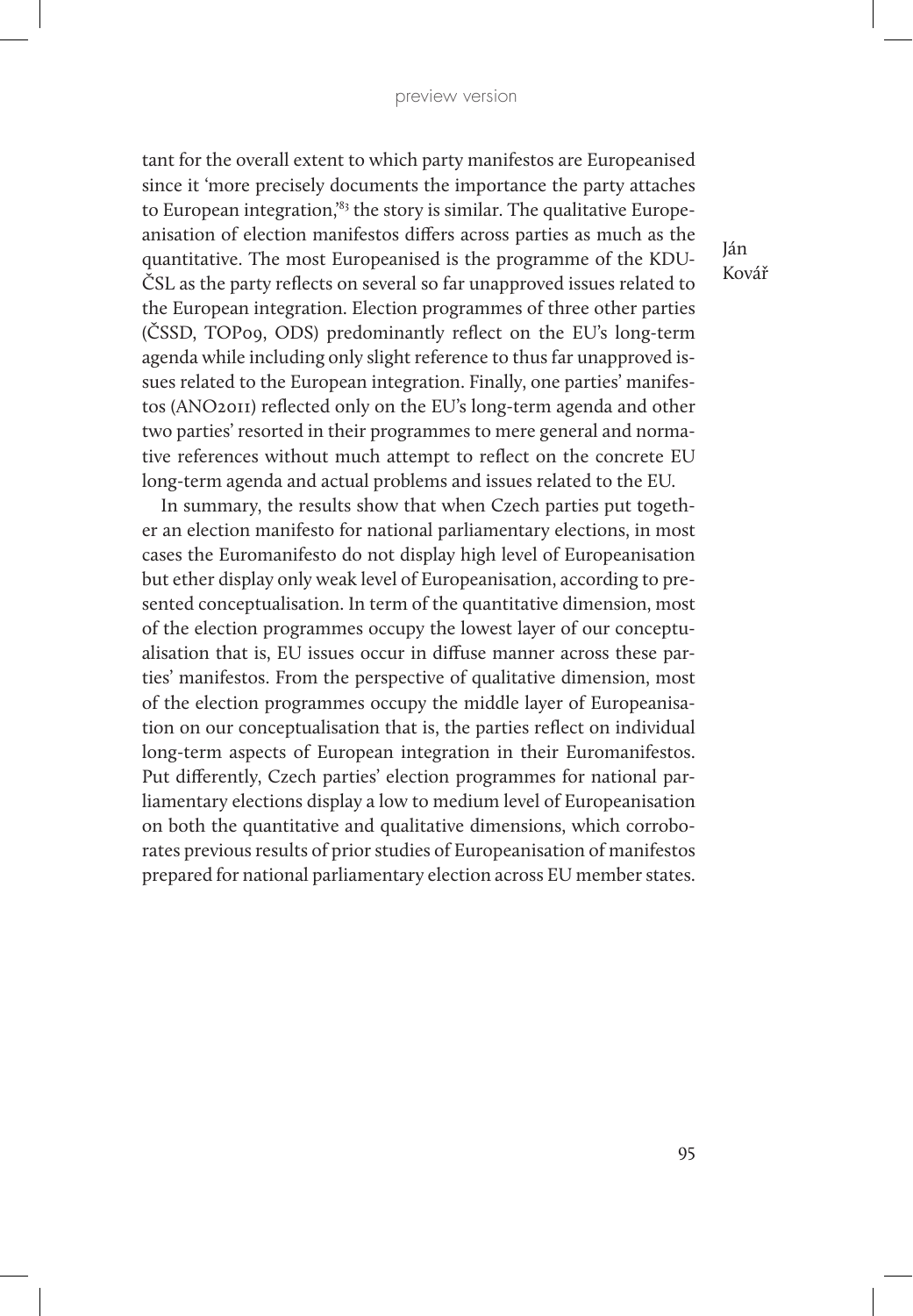tant for the overall extent to which party manifestos are Europeanised since it 'more precisely documents the importance the party attaches to European integration,'[83] the story is similar. The qualitative Europeanisation of election manifestos differs across parties as much as the quantitative. The most Europeanised is the programme of the KDU-ČSL as the party reflects on several so far unapproved issues related to the European integration. Election programmes of three other parties (ČSSD, TOP09, ODS) predominantly reflect on the EU's long-term agenda while including only slight reference to thus far unapproved issues related to the European integration. Finally, one parties' manifestos (ANO2011) reflected only on the EU's long-term agenda and other two parties' resorted in their programmes to mere general and normative references without much attempt to reflect on the concrete EU long-term agenda and actual problems and issues related to the EU.

In summary, the results show that when Czech parties put together an election manifesto for national parliamentary elections, in most cases the Euromanifesto do not display high level of Europeanisation but ether display only weak level of Europeanisation, according to presented conceptualisation. In term of the quantitative dimension, most of the election programmes occupy the lowest layer of our conceptualisation that is, EU issues occur in diffuse manner across these parties' manifestos. From the perspective of qualitative dimension, most of the election programmes occupy the middle layer of Europeanisation on our conceptualisation that is, the parties reflect on individual long-term aspects of European integration in their Euromanifestos. Put differently, Czech parties' election programmes for national parliamentary elections display a low to medium level of Europeanisation on both the quantitative and qualitative dimensions, which corroborates previous results of prior studies of Europeanisation of manifestos prepared for national parliamentary election across EU member states.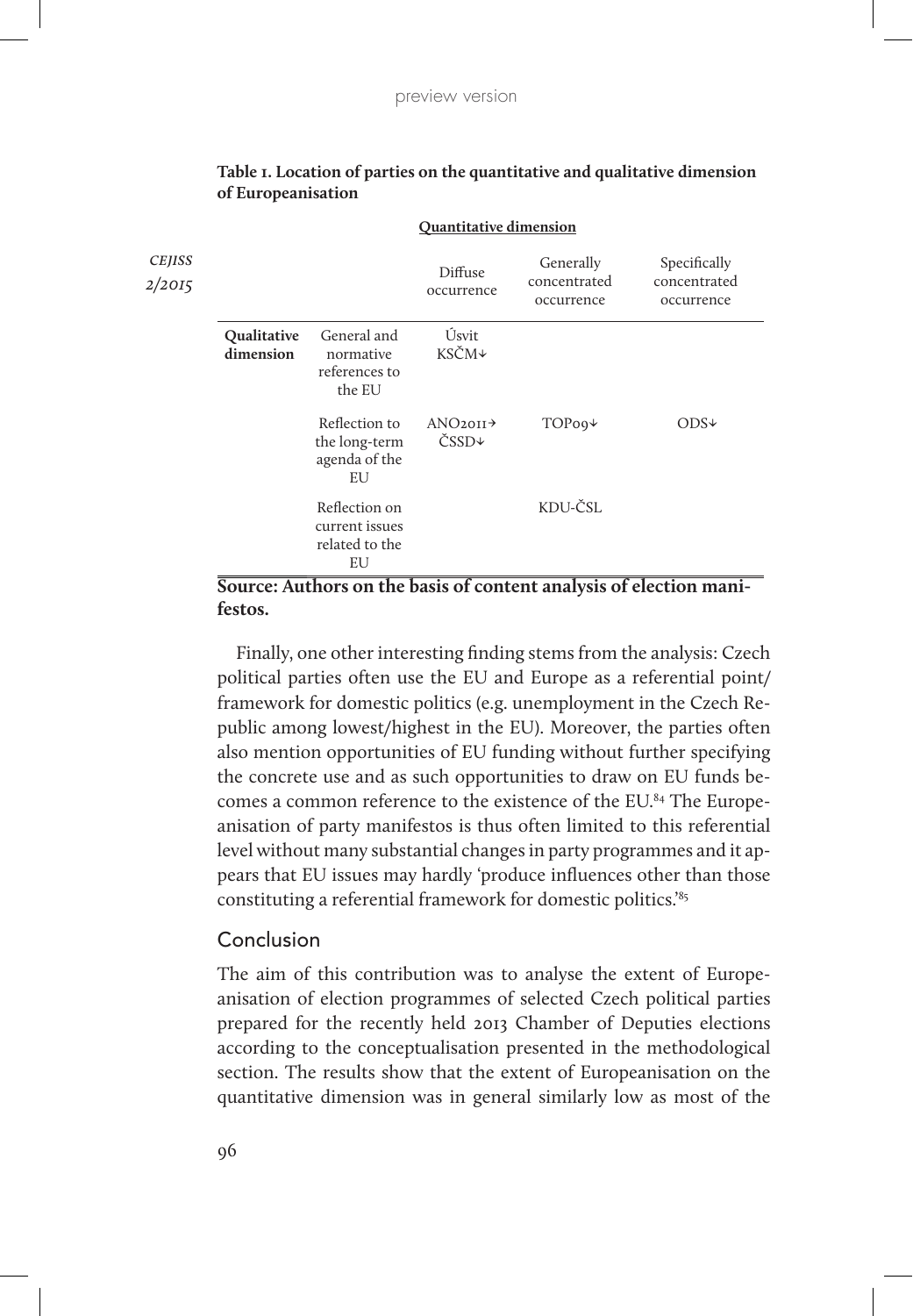**Table 1. Location of parties on the quantitative and qualitative dimension of Europeanisation**

| | | Quantitative dimension | | |
|---|---|---|---|---|
| | | Diffuse occurrence | Generally concentrated occurrence | Specifically concentrated occurrence |
| **Qualitative dimension** | General and normative references to the EU | Úsvit KSČM↓ | | |
| | Reflection to the long-term agenda of the EU | ANO2011→ ČSSD↓ | TOP09↓ | ODS↓ |
| | Reflection on current issues related to the EU | | KDU-ČSL | |

**Source: Authors on the basis of content analysis of election manifestos.**

Finally, one other interesting finding stems from the analysis: Czech political parties often use the EU and Europe as a referential point/framework for domestic politics (e.g. unemployment in the Czech Republic among lowest/highest in the EU). Moreover, the parties often also mention opportunities of EU funding without further specifying the concrete use and as such opportunities to draw on EU funds becomes a common reference to the existence of the EU.[84] The Europeanisation of party manifestos is thus often limited to this referential level without many substantial changes in party programmes and it appears that EU issues may hardly 'produce influences other than those constituting a referential framework for domestic politics.'[85]

## Conclusion

The aim of this contribution was to analyse the extent of Europeanisation of election programmes of selected Czech political parties prepared for the recently held 2013 Chamber of Deputies elections according to the conceptualisation presented in the methodological section. The results show that the extent of Europeanisation on the quantitative dimension was in general similarly low as most of the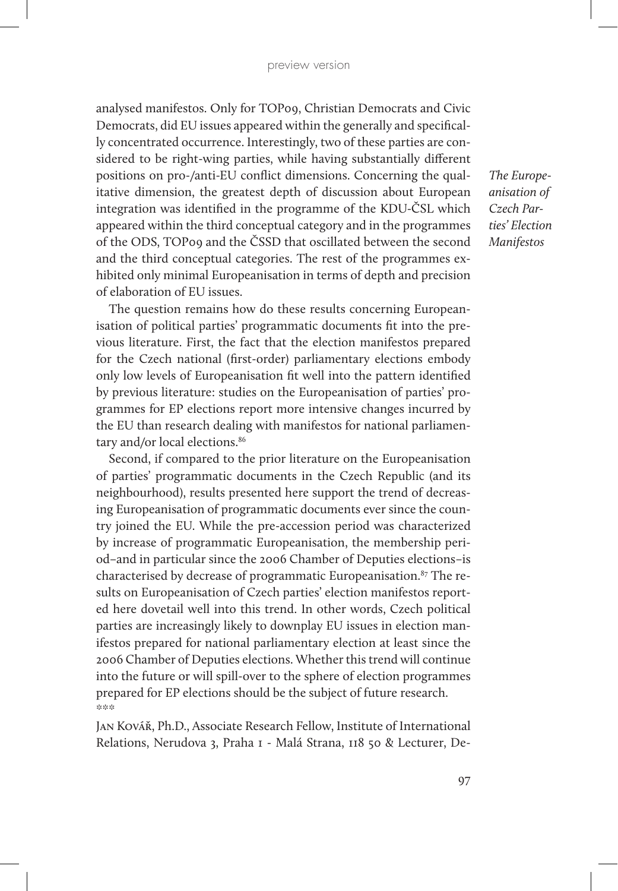analysed manifestos. Only for TOP09, Christian Democrats and Civic Democrats, did EU issues appeared within the generally and specifically concentrated occurrence. Interestingly, two of these parties are considered to be right-wing parties, while having substantially different positions on pro-/anti-EU conflict dimensions. Concerning the qualitative dimension, the greatest depth of discussion about European integration was identified in the programme of the KDU-ČSL which appeared within the third conceptual category and in the programmes of the ODS, TOP09 and the ČSSD that oscillated between the second and the third conceptual categories. The rest of the programmes exhibited only minimal Europeanisation in terms of depth and precision of elaboration of EU issues.

The question remains how do these results concerning Europeanisation of political parties' programmatic documents fit into the previous literature. First, the fact that the election manifestos prepared for the Czech national (first-order) parliamentary elections embody only low levels of Europeanisation fit well into the pattern identified by previous literature: studies on the Europeanisation of parties' programmes for EP elections report more intensive changes incurred by the EU than research dealing with manifestos for national parliamentary and/or local elections.[86]

Second, if compared to the prior literature on the Europeanisation of parties' programmatic documents in the Czech Republic (and its neighbourhood), results presented here support the trend of decreasing Europeanisation of programmatic documents ever since the country joined the EU. While the pre-accession period was characterized by increase of programmatic Europeanisation, the membership period–and in particular since the 2006 Chamber of Deputies elections–is characterised by decrease of programmatic Europeanisation.[87] The results on Europeanisation of Czech parties' election manifestos reported here dovetail well into this trend. In other words, Czech political parties are increasingly likely to downplay EU issues in election manifestos prepared for national parliamentary election at least since the 2006 Chamber of Deputies elections. Whether this trend will continue into the future or will spill-over to the sphere of election programmes prepared for EP elections should be the subject of future research.

\*\*\*

Jan Kovář, Ph.D., Associate Research Fellow, Institute of International Relations, Nerudova 3, Praha 1 - Malá Strana, 118 50 & Lecturer, De-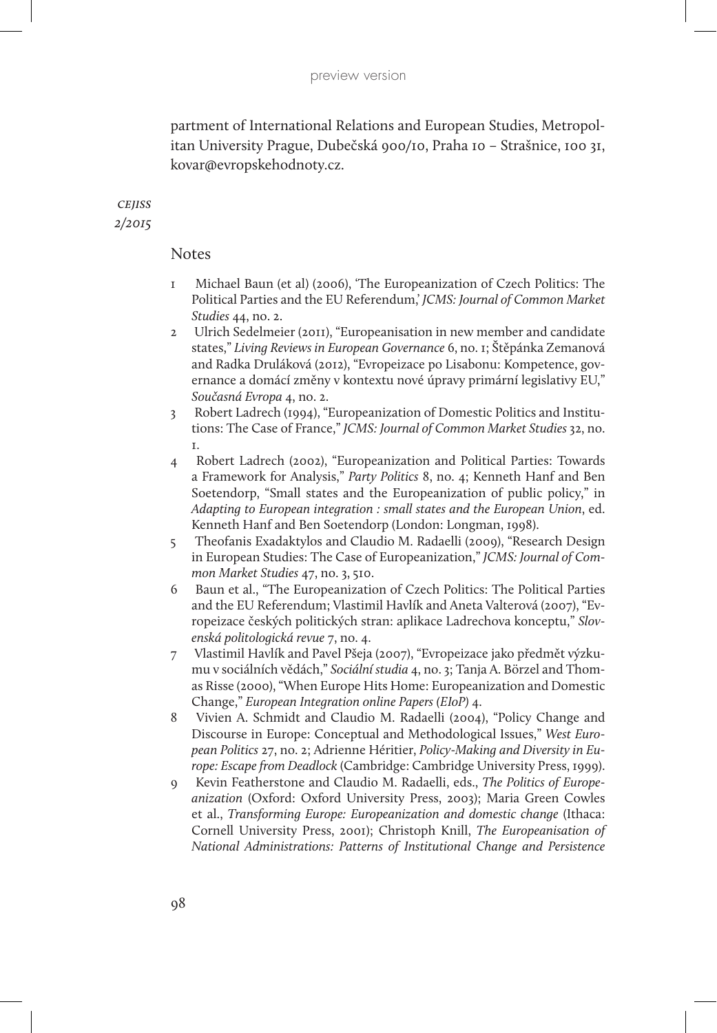partment of International Relations and European Studies, Metropolitan University Prague, Dubečská 900/10, Praha 10 – Strašnice, 100 31, kovar@evropskehodnoty.cz.

## Notes

1. Michael Baun (et al) (2006), 'The Europeanization of Czech Politics: The Political Parties and the EU Referendum,' *JCMS: Journal of Common Market Studies* 44, no. 2.
2. Ulrich Sedelmeier (2011), "Europeanisation in new member and candidate states," *Living Reviews in European Governance* 6, no. 1; Štěpánka Zemanová and Radka Druláková (2012), "Evropeizace po Lisabonu: Kompetence, governance a domácí změny v kontextu nové úpravy primární legislativy EU," *Současná Evropa* 4, no. 2.
3. Robert Ladrech (1994), "Europeanization of Domestic Politics and Institutions: The Case of France," *JCMS: Journal of Common Market Studies* 32, no. 1.
4. Robert Ladrech (2002), "Europeanization and Political Parties: Towards a Framework for Analysis," *Party Politics* 8, no. 4; Kenneth Hanf and Ben Soetendorp, "Small states and the Europeanization of public policy," in *Adapting to European integration : small states and the European Union*, ed. Kenneth Hanf and Ben Soetendorp (London: Longman, 1998).
5. Theofanis Exadaktylos and Claudio M. Radaelli (2009), "Research Design in European Studies: The Case of Europeanization," *JCMS: Journal of Common Market Studies* 47, no. 3, 510.
6. Baun et al., "The Europeanization of Czech Politics: The Political Parties and the EU Referendum; Vlastimil Havlík and Aneta Valterová (2007), "Evropeizace českých politických stran: aplikace Ladrechova konceptu," *Slovenská politologická revue* 7, no. 4.
7. Vlastimil Havlík and Pavel Pšeja (2007), "Evropeizace jako předmět výzkumu v sociálních vědách," *Sociální studia* 4, no. 3; Tanja A. Börzel and Thomas Risse (2000), "When Europe Hits Home: Europeanization and Domestic Change," *European Integration online Papers (EIoP)* 4.
8. Vivien A. Schmidt and Claudio M. Radaelli (2004), "Policy Change and Discourse in Europe: Conceptual and Methodological Issues," *West European Politics* 27, no. 2; Adrienne Héritier, *Policy-Making and Diversity in Europe: Escape from Deadlock* (Cambridge: Cambridge University Press, 1999).
9. Kevin Featherstone and Claudio M. Radaelli, eds., *The Politics of Europeanization* (Oxford: Oxford University Press, 2003); Maria Green Cowles et al., *Transforming Europe: Europeanization and domestic change* (Ithaca: Cornell University Press, 2001); Christoph Knill, *The Europeanisation of National Administrations: Patterns of Institutional Change and Persistence*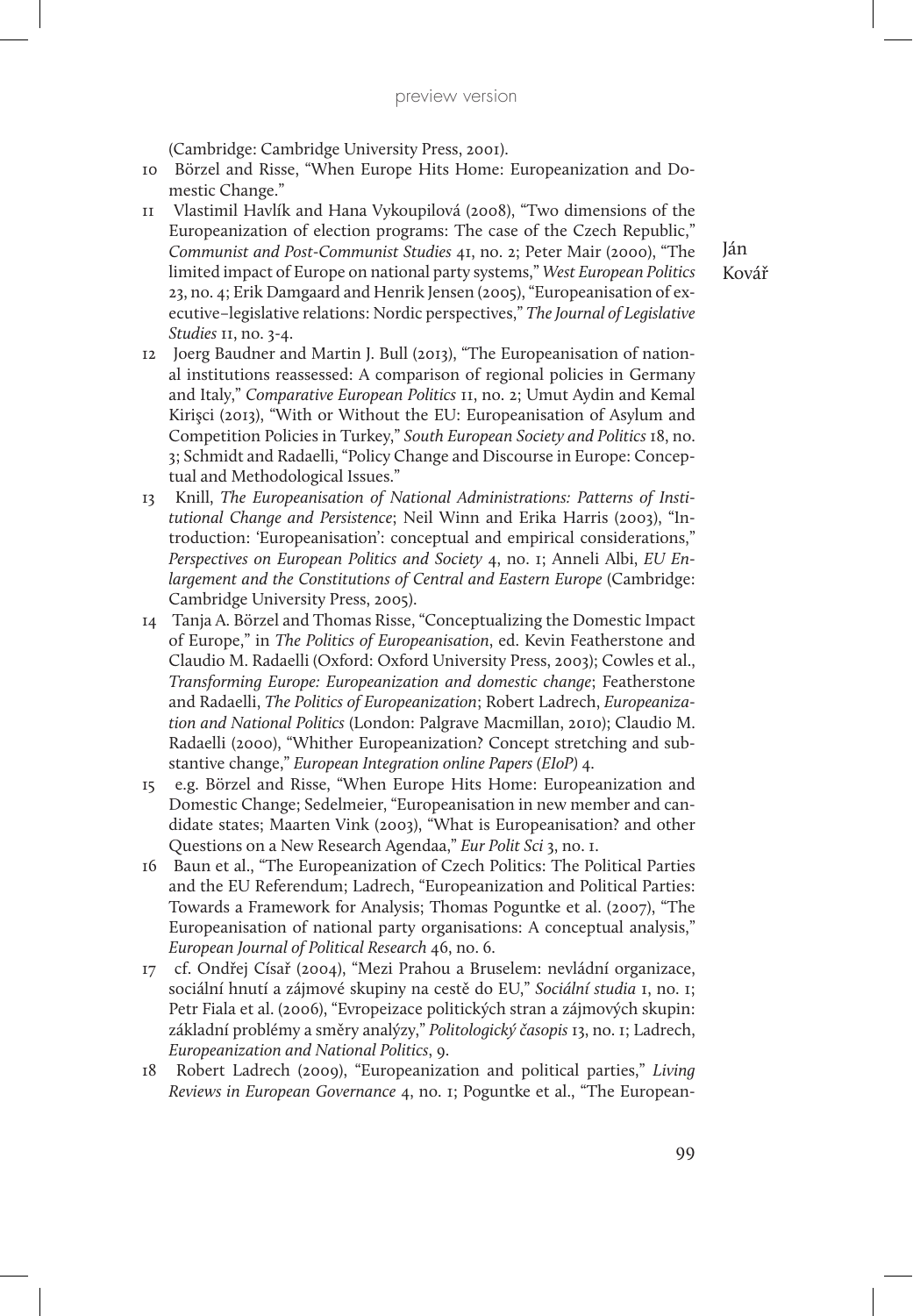(Cambridge: Cambridge University Press, 2001).

10 Börzel and Risse, "When Europe Hits Home: Europeanization and Domestic Change."

11 Vlastimil Havlík and Hana Vykoupilová (2008), "Two dimensions of the Europeanization of election programs: The case of the Czech Republic," *Communist and Post-Communist Studies* 41, no. 2; Peter Mair (2000), "The limited impact of Europe on national party systems," *West European Politics* 23, no. 4; Erik Damgaard and Henrik Jensen (2005), "Europeanisation of executive–legislative relations: Nordic perspectives," *The Journal of Legislative Studies* 11, no. 3-4.

12 Joerg Baudner and Martin J. Bull (2013), "The Europeanisation of national institutions reassessed: A comparison of regional policies in Germany and Italy," *Comparative European Politics* 11, no. 2; Umut Aydin and Kemal Kirişci (2013), "With or Without the EU: Europeanisation of Asylum and Competition Policies in Turkey," *South European Society and Politics* 18, no. 3; Schmidt and Radaelli, "Policy Change and Discourse in Europe: Conceptual and Methodological Issues."

13 Knill, *The Europeanisation of National Administrations: Patterns of Institutional Change and Persistence*; Neil Winn and Erika Harris (2003), "Introduction: 'Europeanisation': conceptual and empirical considerations," *Perspectives on European Politics and Society* 4, no. 1; Anneli Albi, *EU Enlargement and the Constitutions of Central and Eastern Europe* (Cambridge: Cambridge University Press, 2005).

14 Tanja A. Börzel and Thomas Risse, "Conceptualizing the Domestic Impact of Europe," in *The Politics of Europeanisation*, ed. Kevin Featherstone and Claudio M. Radaelli (Oxford: Oxford University Press, 2003); Cowles et al., *Transforming Europe: Europeanization and domestic change*; Featherstone and Radaelli, *The Politics of Europeanization*; Robert Ladrech, *Europeanization and National Politics* (London: Palgrave Macmillan, 2010); Claudio M. Radaelli (2000), "Whither Europeanization? Concept stretching and substantive change," *European Integration online Papers (EIoP)* 4.

15 e.g. Börzel and Risse, "When Europe Hits Home: Europeanization and Domestic Change; Sedelmeier, "Europeanisation in new member and candidate states; Maarten Vink (2003), "What is Europeanisation? and other Questions on a New Research Agendaa," *Eur Polit Sci* 3, no. 1.

16 Baun et al., "The Europeanization of Czech Politics: The Political Parties and the EU Referendum; Ladrech, "Europeanization and Political Parties: Towards a Framework for Analysis; Thomas Poguntke et al. (2007), "The Europeanisation of national party organisations: A conceptual analysis," *European Journal of Political Research* 46, no. 6.

17 cf. Ondřej Císař (2004), "Mezi Prahou a Bruselem: nevládní organizace, sociální hnutí a zájmové skupiny na cestě do EU," *Sociální studia* 1, no. 1; Petr Fiala et al. (2006), "Evropeizace politických stran a zájmových skupin: základní problémy a směry analýzy," *Politologický časopis* 13, no. 1; Ladrech, *Europeanization and National Politics*, 9.

18 Robert Ladrech (2009), "Europeanization and political parties," *Living Reviews in European Governance* 4, no. 1; Poguntke et al., "The European-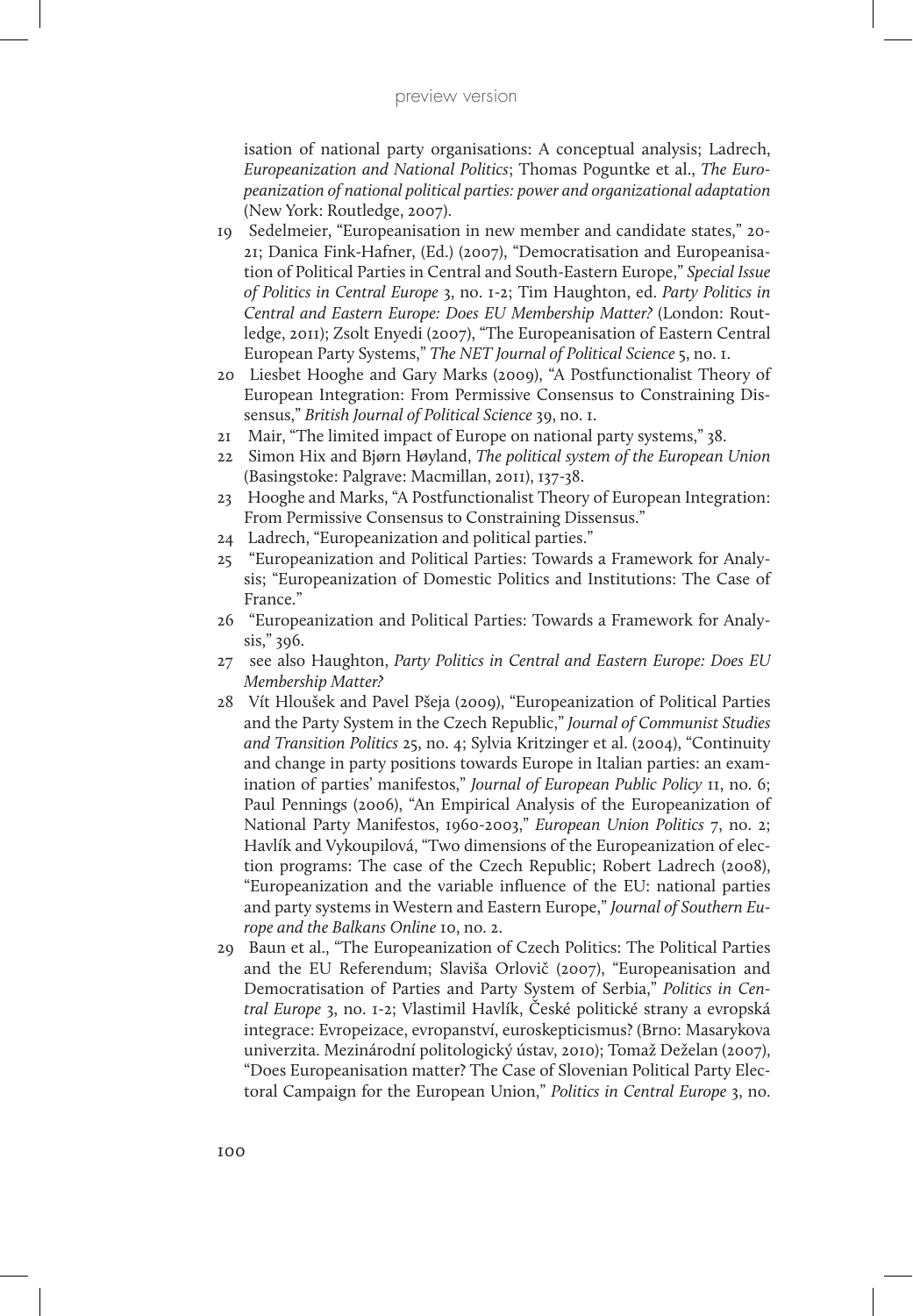isation of national party organisations: A conceptual analysis; Ladrech, *Europeanization and National Politics*; Thomas Poguntke et al., *The Europeanization of national political parties: power and organizational adaptation* (New York: Routledge, 2007).

19 Sedelmeier, "Europeanisation in new member and candidate states," 20-21; Danica Fink-Hafner, (Ed.) (2007), "Democratisation and Europeanisation of Political Parties in Central and South-Eastern Europe," *Special Issue of Politics in Central Europe* 3, no. 1-2; Tim Haughton, ed. *Party Politics in Central and Eastern Europe: Does EU Membership Matter?* (London: Routledge, 2011); Zsolt Enyedi (2007), "The Europeanisation of Eastern Central European Party Systems," *The NET Journal of Political Science* 5, no. 1.

20 Liesbet Hooghe and Gary Marks (2009), "A Postfunctionalist Theory of European Integration: From Permissive Consensus to Constraining Dissensus," *British Journal of Political Science* 39, no. 1.

21 Mair, "The limited impact of Europe on national party systems," 38.

22 Simon Hix and Bjørn Høyland, *The political system of the European Union* (Basingstoke: Palgrave: Macmillan, 2011), 137-38.

23 Hooghe and Marks, "A Postfunctionalist Theory of European Integration: From Permissive Consensus to Constraining Dissensus."

24 Ladrech, "Europeanization and political parties."

25 "Europeanization and Political Parties: Towards a Framework for Analysis; "Europeanization of Domestic Politics and Institutions: The Case of France."

26 "Europeanization and Political Parties: Towards a Framework for Analysis," 396.

27 see also Haughton, *Party Politics in Central and Eastern Europe: Does EU Membership Matter?*

28 Vít Hloušek and Pavel Pšeja (2009), "Europeanization of Political Parties and the Party System in the Czech Republic," *Journal of Communist Studies and Transition Politics* 25, no. 4; Sylvia Kritzinger et al. (2004), "Continuity and change in party positions towards Europe in Italian parties: an examination of parties' manifestos," *Journal of European Public Policy* 11, no. 6; Paul Pennings (2006), "An Empirical Analysis of the Europeanization of National Party Manifestos, 1960-2003," *European Union Politics* 7, no. 2; Havlík and Vykoupilová, "Two dimensions of the Europeanization of election programs: The case of the Czech Republic; Robert Ladrech (2008), "Europeanization and the variable influence of the EU: national parties and party systems in Western and Eastern Europe," *Journal of Southern Europe and the Balkans Online* 10, no. 2.

29 Baun et al., "The Europeanization of Czech Politics: The Political Parties and the EU Referendum; Slaviša Orlovič (2007), "Europeanisation and Democratisation of Parties and Party System of Serbia," *Politics in Central Europe* 3, no. 1-2; Vlastimil Havlík, České politické strany a evropská integrace: Evropeizace, evropanství, euroskepticismus? (Brno: Masarykova univerzita. Mezinárodní politologický ústav, 2010); Tomaž Deželan (2007), "Does Europeanisation matter? The Case of Slovenian Political Party Electoral Campaign for the European Union," *Politics in Central Europe* 3, no.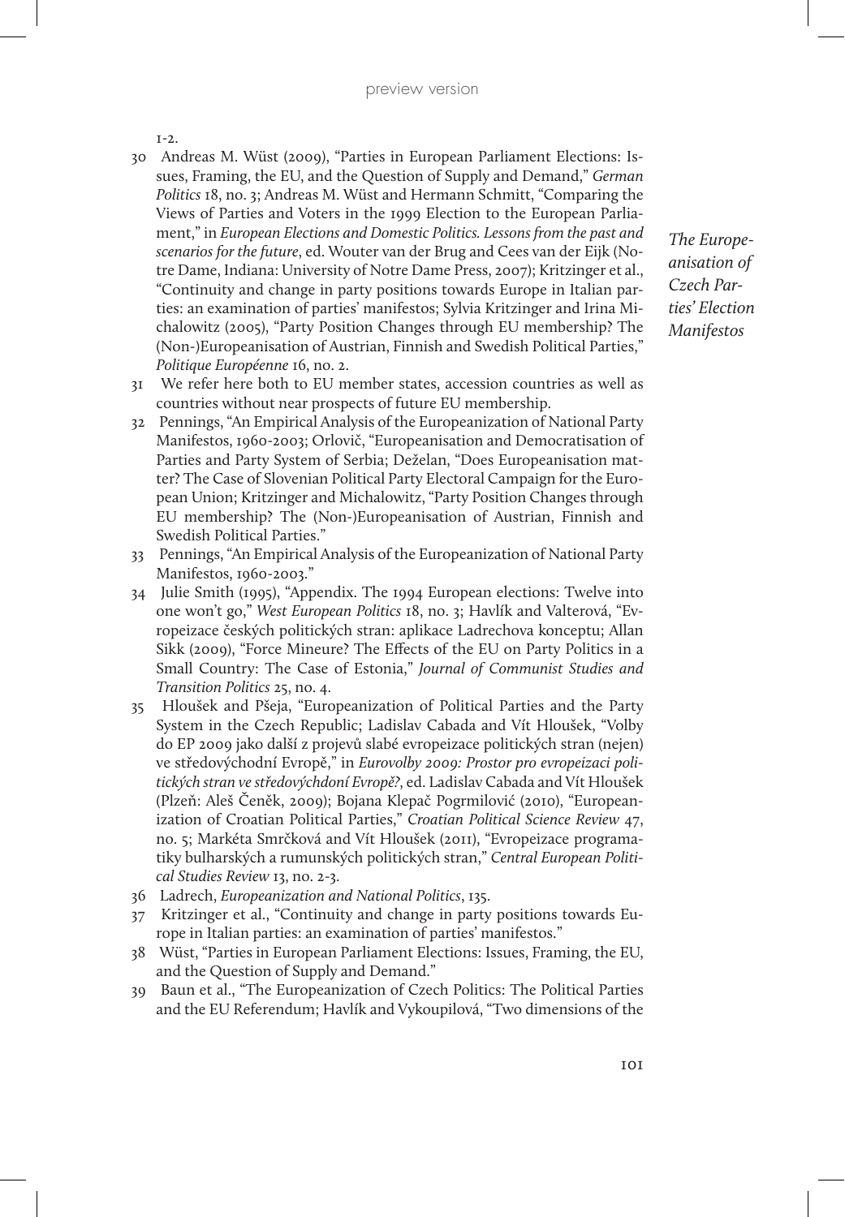1-2.

30 Andreas M. Wüst (2009), "Parties in European Parliament Elections: Issues, Framing, the EU, and the Question of Supply and Demand," *German Politics* 18, no. 3; Andreas M. Wüst and Hermann Schmitt, "Comparing the Views of Parties and Voters in the 1999 Election to the European Parliament," in *European Elections and Domestic Politics. Lessons from the past and scenarios for the future*, ed. Wouter van der Brug and Cees van der Eijk (Notre Dame, Indiana: University of Notre Dame Press, 2007); Kritzinger et al., "Continuity and change in party positions towards Europe in Italian parties: an examination of parties' manifestos; Sylvia Kritzinger and Irina Michalowitz (2005), "Party Position Changes through EU membership? The (Non-)Europeanisation of Austrian, Finnish and Swedish Political Parties," *Politique Européenne* 16, no. 2.

31 We refer here both to EU member states, accession countries as well as countries without near prospects of future EU membership.

32 Pennings, "An Empirical Analysis of the Europeanization of National Party Manifestos, 1960-2003; Orlovič, "Europeanisation and Democratisation of Parties and Party System of Serbia; Deželan, "Does Europeanisation matter? The Case of Slovenian Political Party Electoral Campaign for the European Union; Kritzinger and Michalowitz, "Party Position Changes through EU membership? The (Non-)Europeanisation of Austrian, Finnish and Swedish Political Parties."

33 Pennings, "An Empirical Analysis of the Europeanization of National Party Manifestos, 1960-2003."

34 Julie Smith (1995), "Appendix. The 1994 European elections: Twelve into one won't go," *West European Politics* 18, no. 3; Havlík and Valterová, "Evropeizace českých politických stran: aplikace Ladrechova konceptu; Allan Sikk (2009), "Force Mineure? The Effects of the EU on Party Politics in a Small Country: The Case of Estonia," *Journal of Communist Studies and Transition Politics* 25, no. 4.

35 Hloušek and Pšeja, "Europeanization of Political Parties and the Party System in the Czech Republic; Ladislav Cabada and Vít Hloušek, "Volby do EP 2009 jako další z projevů slabé evropeizace politických stran (nejen) ve středovýchodní Evropě," in *Eurovolby 2009: Prostor pro evropeizaci politických stran ve středovýchdoní Evropě?*, ed. Ladislav Cabada and Vít Hloušek (Plzeň: Aleš Čeněk, 2009); Bojana Klepač Pogrmilović (2010), "Europeanization of Croatian Political Parties," *Croatian Political Science Review* 47, no. 5; Markéta Smrčková and Vít Hloušek (2011), "Evropeizace programatiky bulharských a rumunských politických stran," *Central European Political Studies Review* 13, no. 2-3.

36 Ladrech, *Europeanization and National Politics*, 135.

37 Kritzinger et al., "Continuity and change in party positions towards Europe in Italian parties: an examination of parties' manifestos."

38 Wüst, "Parties in European Parliament Elections: Issues, Framing, the EU, and the Question of Supply and Demand."

39 Baun et al., "The Europeanization of Czech Politics: The Political Parties and the EU Referendum; Havlík and Vykoupilová, "Two dimensions of the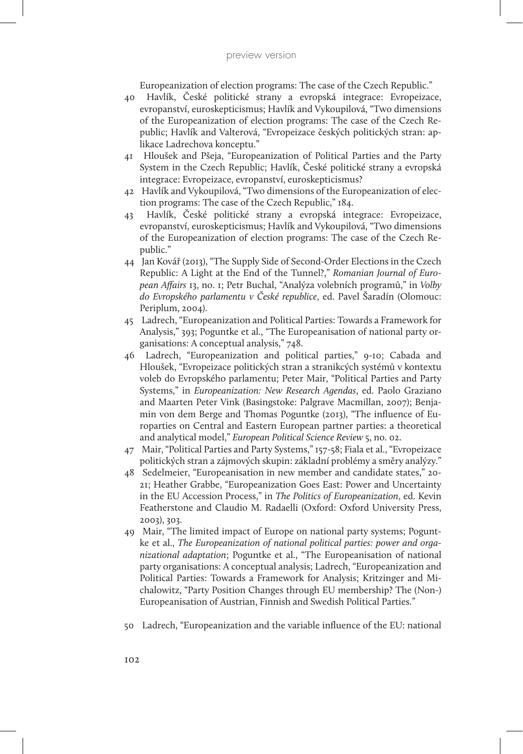Europeanization of election programs: The case of the Czech Republic."

40 Havlík, České politické strany a evropská integrace: Evropeizace, evropanství, euroskepticismus; Havlík and Vykoupilová, "Two dimensions of the Europeanization of election programs: The case of the Czech Republic; Havlík and Valterová, "Evropeizace českých politických stran: aplikace Ladrechova konceptu."

41 Hloušek and Pšeja, "Europeanization of Political Parties and the Party System in the Czech Republic; Havlík, České politické strany a evropská integrace: Evropeizace, evropanství, euroskepticismus?

42 Havlík and Vykoupilová, "Two dimensions of the Europeanization of election programs: The case of the Czech Republic," 184.

43 Havlík, České politické strany a evropská integrace: Evropeizace, evropanství, euroskepticismus; Havlík and Vykoupilová, "Two dimensions of the Europeanization of election programs: The case of the Czech Republic."

44 Jan Kovář (2013), "The Supply Side of Second-Order Elections in the Czech Republic: A Light at the End of the Tunnel?," *Romanian Journal of European Affairs* 13, no. 1; Petr Buchal, "Analýza volebních programů," in *Volby do Evropského parlamentu v České republice*, ed. Pavel Šaradín (Olomouc: Periplum, 2004).

45 Ladrech, "Europeanization and Political Parties: Towards a Framework for Analysis," 393; Poguntke et al., "The Europeanisation of national party organisations: A conceptual analysis," 748.

46 Ladrech, "Europeanization and political parties," 9-10; Cabada and Hloušek, "Evropeizace politických stran a stranikcých systémů v kontextu voleb do Evropského parlamentu; Peter Mair, "Political Parties and Party Systems," in *Europeanization: New Research Agendas*, ed. Paolo Graziano and Maarten Peter Vink (Basingstoke: Palgrave Macmillan, 2007); Benjamin von dem Berge and Thomas Poguntke (2013), "The influence of Europarties on Central and Eastern European partner parties: a theoretical and analytical model," *European Political Science Review* 5, no. 02.

47 Mair, "Political Parties and Party Systems," 157-58; Fiala et al., "Evropeizace politických stran a zájmových skupin: základní problémy a směry analýzy."

48 Sedelmeier, "Europeanisation in new member and candidate states," 20-21; Heather Grabbe, "Europeanization Goes East: Power and Uncertainty in the EU Accession Process," in *The Politics of Europeanization*, ed. Kevin Featherstone and Claudio M. Radaelli (Oxford: Oxford University Press, 2003), 303.

49 Mair, "The limited impact of Europe on national party systems; Poguntke et al., *The Europeanization of national political parties: power and organizational adaptation*; Poguntke et al., "The Europeanisation of national party organisations: A conceptual analysis; Ladrech, "Europeanization and Political Parties: Towards a Framework for Analysis; Kritzinger and Michalowitz, "Party Position Changes through EU membership? The (Non-) Europeanisation of Austrian, Finnish and Swedish Political Parties."

50 Ladrech, "Europeanization and the variable influence of the EU: national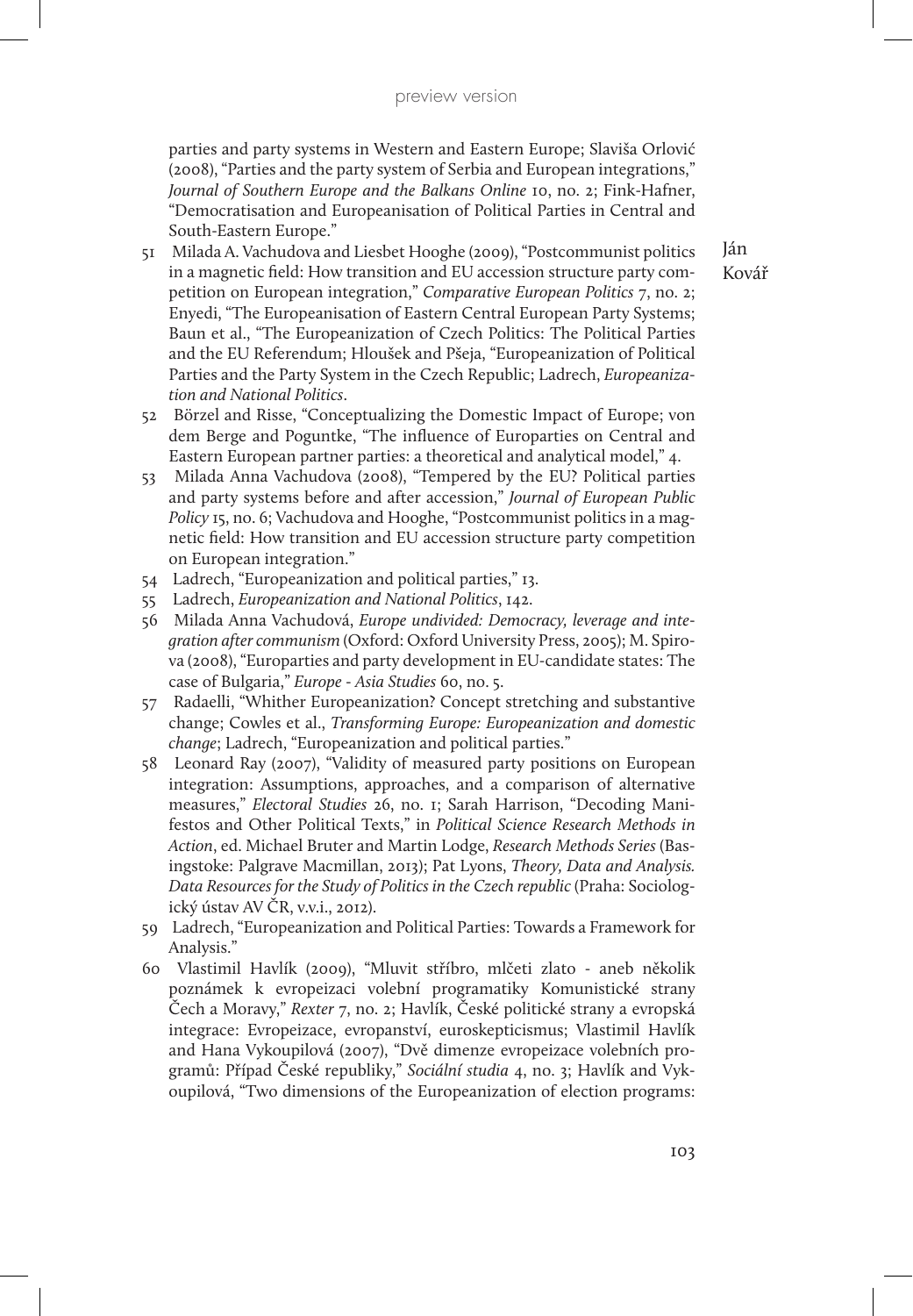parties and party systems in Western and Eastern Europe; Slaviša Orlović (2008), "Parties and the party system of Serbia and European integrations," *Journal of Southern Europe and the Balkans Online* 10, no. 2; Fink-Hafner, "Democratisation and Europeanisation of Political Parties in Central and South-Eastern Europe."

51 Milada A. Vachudova and Liesbet Hooghe (2009), "Postcommunist politics in a magnetic field: How transition and EU accession structure party competition on European integration," *Comparative European Politics* 7, no. 2; Enyedi, "The Europeanisation of Eastern Central European Party Systems; Baun et al., "The Europeanization of Czech Politics: The Political Parties and the EU Referendum; Hloušek and Pšeja, "Europeanization of Political Parties and the Party System in the Czech Republic; Ladrech, *Europeanization and National Politics*.

52 Börzel and Risse, "Conceptualizing the Domestic Impact of Europe; von dem Berge and Poguntke, "The influence of Europarties on Central and Eastern European partner parties: a theoretical and analytical model," 4.

53 Milada Anna Vachudova (2008), "Tempered by the EU? Political parties and party systems before and after accession," *Journal of European Public Policy* 15, no. 6; Vachudova and Hooghe, "Postcommunist politics in a magnetic field: How transition and EU accession structure party competition on European integration."

54 Ladrech, "Europeanization and political parties," 13.

55 Ladrech, *Europeanization and National Politics*, 142.

56 Milada Anna Vachudová, *Europe undivided: Democracy, leverage and integration after communism* (Oxford: Oxford University Press, 2005); M. Spirova (2008), "Europarties and party development in EU-candidate states: The case of Bulgaria," *Europe - Asia Studies* 60, no. 5.

57 Radaelli, "Whither Europeanization? Concept stretching and substantive change; Cowles et al., *Transforming Europe: Europeanization and domestic change*; Ladrech, "Europeanization and political parties."

58 Leonard Ray (2007), "Validity of measured party positions on European integration: Assumptions, approaches, and a comparison of alternative measures," *Electoral Studies* 26, no. 1; Sarah Harrison, "Decoding Manifestos and Other Political Texts," in *Political Science Research Methods in Action*, ed. Michael Bruter and Martin Lodge, *Research Methods Series* (Basingstoke: Palgrave Macmillan, 2013); Pat Lyons, *Theory, Data and Analysis. Data Resources for the Study of Politics in the Czech republic* (Praha: Sociologický ústav AV ČR, v.v.i., 2012).

59 Ladrech, "Europeanization and Political Parties: Towards a Framework for Analysis."

60 Vlastimil Havlík (2009), "Mluvit stříbro, mlčeti zlato - aneb několik poznámek k evropeizaci volební programatiky Komunistické strany Čech a Moravy," *Rexter* 7, no. 2; Havlík, České politické strany a evropská integrace: Evropeizace, evropanství, euroskepticismus; Vlastimil Havlík and Hana Vykoupilová (2007), "Dvě dimenze evropeizace volebních programů: Případ České republiky," *Sociální studia* 4, no. 3; Havlík and Vykoupilová, "Two dimensions of the Europeanization of election programs: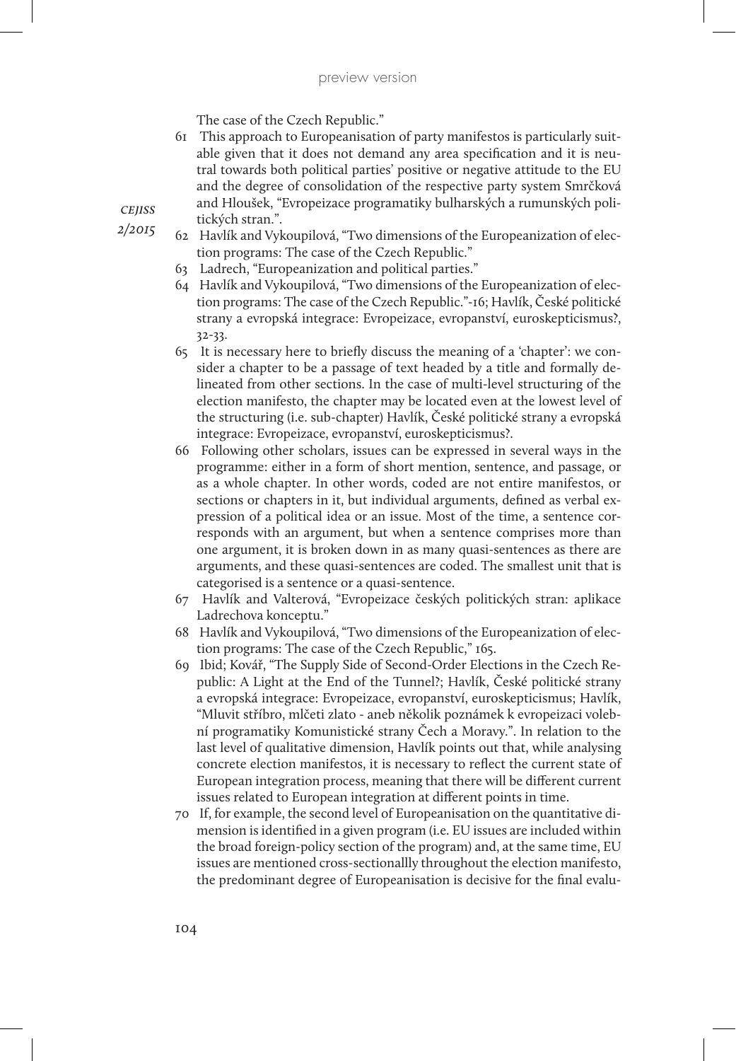The case of the Czech Republic."

61 This approach to Europeanisation of party manifestos is particularly suitable given that it does not demand any area specification and it is neutral towards both political parties' positive or negative attitude to the EU and the degree of consolidation of the respective party system Smrčková and Hloušek, "Evropeizace programatiky bulharských a rumunských politických stran.".

62 Havlík and Vykoupilová, "Two dimensions of the Europeanization of election programs: The case of the Czech Republic."

63 Ladrech, "Europeanization and political parties."

64 Havlík and Vykoupilová, "Two dimensions of the Europeanization of election programs: The case of the Czech Republic."-16; Havlík, České politické strany a evropská integrace: Evropeizace, evropanství, euroskepticismus?, 32-33.

65 It is necessary here to briefly discuss the meaning of a 'chapter': we consider a chapter to be a passage of text headed by a title and formally delineated from other sections. In the case of multi-level structuring of the election manifesto, the chapter may be located even at the lowest level of the structuring (i.e. sub-chapter) Havlík, České politické strany a evropská integrace: Evropeizace, evropanství, euroskepticismus?.

66 Following other scholars, issues can be expressed in several ways in the programme: either in a form of short mention, sentence, and passage, or as a whole chapter. In other words, coded are not entire manifestos, or sections or chapters in it, but individual arguments, defined as verbal expression of a political idea or an issue. Most of the time, a sentence corresponds with an argument, but when a sentence comprises more than one argument, it is broken down in as many quasi-sentences as there are arguments, and these quasi-sentences are coded. The smallest unit that is categorised is a sentence or a quasi-sentence.

67 Havlík and Valterová, "Evropeizace českých politických stran: aplikace Ladrechova konceptu."

68 Havlík and Vykoupilová, "Two dimensions of the Europeanization of election programs: The case of the Czech Republic," 165.

69 Ibid; Kovář, "The Supply Side of Second-Order Elections in the Czech Republic: A Light at the End of the Tunnel?; Havlík, České politické strany a evropská integrace: Evropeizace, evropanství, euroskepticismus; Havlík, "Mluvit stříbro, mlčeti zlato - aneb několik poznámek k evropeizaci volební programatiky Komunistické strany Čech a Moravy.". In relation to the last level of qualitative dimension, Havlík points out that, while analysing concrete election manifestos, it is necessary to reflect the current state of European integration process, meaning that there will be different current issues related to European integration at different points in time.

70 If, for example, the second level of Europeanisation on the quantitative dimension is identified in a given program (i.e. EU issues are included within the broad foreign-policy section of the program) and, at the same time, EU issues are mentioned cross-sectionallly throughout the election manifesto, the predominant degree of Europeanisation is decisive for the final evalu-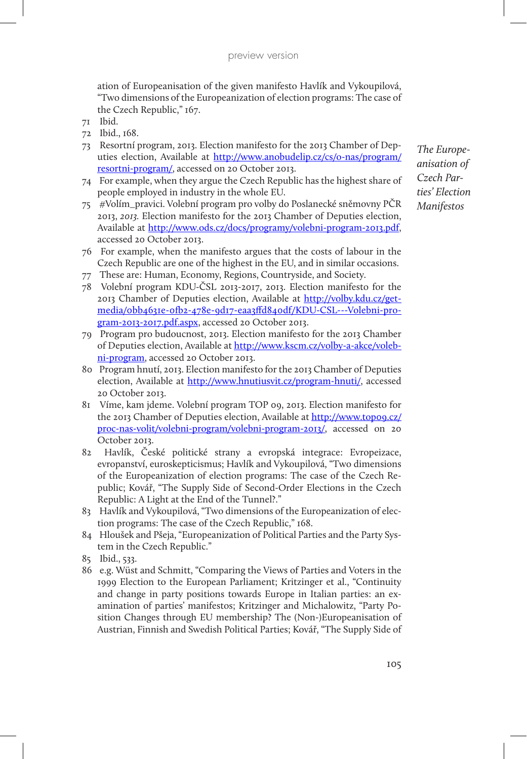ation of Europeanisation of the given manifesto Havlík and Vykoupilová, "Two dimensions of the Europeanization of election programs: The case of the Czech Republic," 167.

71 Ibid.

72 Ibid., 168.

73 Resortní program, 2013. Election manifesto for the 2013 Chamber of Deputies election, Available at http://www.anobudelip.cz/cs/o-nas/program/resortni-program/, accessed on 20 October 2013.

74 For example, when they argue the Czech Republic has the highest share of people employed in industry in the whole EU.

75 #Volím_pravici. Volební program pro volby do Poslanecké sněmovny PČR 2013, *2013.* Election manifesto for the 2013 Chamber of Deputies election, Available at http://www.ods.cz/docs/programy/volebni-program-2013.pdf, accessed 20 October 2013.

76 For example, when the manifesto argues that the costs of labour in the Czech Republic are one of the highest in the EU, and in similar occasions.

77 These are: Human, Economy, Regions, Countryside, and Society.

78 Volební program KDU-ČSL 2013-2017, 2013. Election manifesto for the 2013 Chamber of Deputies election, Available at http://volby.kdu.cz/getmedia/0bb4631e-0fb2-478e-9d17-eaa3ffd840df/KDU-CSL---Volebni-program-2013-2017.pdf.aspx, accessed 20 October 2013.

79 Program pro budoucnost, 2013. Election manifesto for the 2013 Chamber of Deputies election, Available at http://www.kscm.cz/volby-a-akce/volebni-program, accessed 20 October 2013.

80 Program hnutí, 2013. Election manifesto for the 2013 Chamber of Deputies election, Available at http://www.hnutiusvit.cz/program-hnuti/, accessed 20 October 2013.

81 Víme, kam jdeme. Volební program TOP 09, 2013. Election manifesto for the 2013 Chamber of Deputies election, Available at http://www.top09.cz/proc-nas-volit/volebni-program/volebni-program-2013/, accessed on 20 October 2013.

82 Havlík, České politické strany a evropská integrace: Evropeizace, evropanství, euroskepticismus; Havlík and Vykoupilová, "Two dimensions of the Europeanization of election programs: The case of the Czech Republic; Kovář, "The Supply Side of Second-Order Elections in the Czech Republic: A Light at the End of the Tunnel?."

83 Havlík and Vykoupilová, "Two dimensions of the Europeanization of election programs: The case of the Czech Republic," 168.

84 Hloušek and Pšeja, "Europeanization of Political Parties and the Party System in the Czech Republic."

85 Ibid., 533.

86 e.g. Wüst and Schmitt, "Comparing the Views of Parties and Voters in the 1999 Election to the European Parliament; Kritzinger et al., "Continuity and change in party positions towards Europe in Italian parties: an examination of parties' manifestos; Kritzinger and Michalowitz, "Party Position Changes through EU membership? The (Non-)Europeanisation of Austrian, Finnish and Swedish Political Parties; Kovář, "The Supply Side of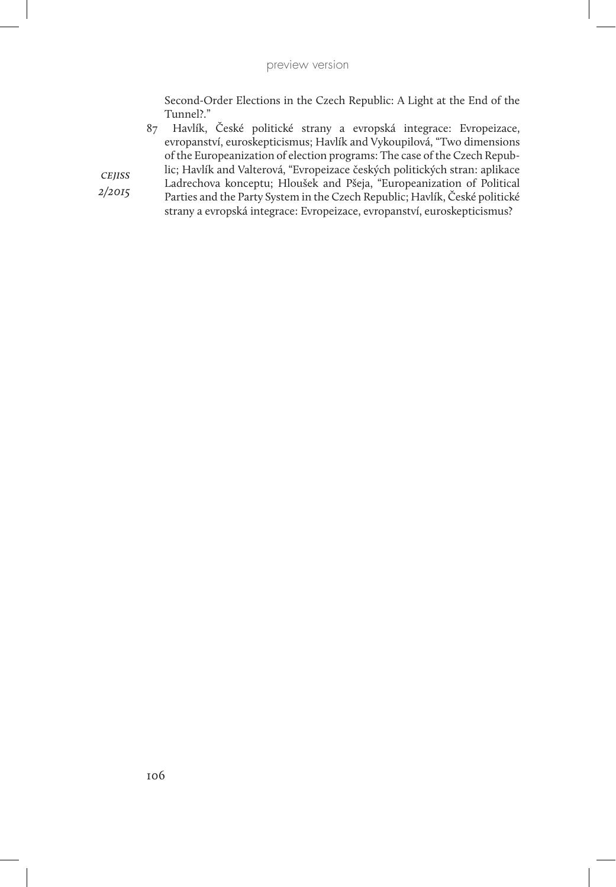Second-Order Elections in the Czech Republic: A Light at the End of the Tunnel?."

87 Havlík, České politické strany a evropská integrace: Evropeizace, evropanství, euroskepticismus; Havlík and Vykoupilová, "Two dimensions of the Europeanization of election programs: The case of the Czech Republic; Havlík and Valterová, "Evropeizace českých politických stran: aplikace Ladrechova konceptu; Hloušek and Pšeja, "Europeanization of Political Parties and the Party System in the Czech Republic; Havlík, České politické strany a evropská integrace: Evropeizace, evropanství, euroskepticismus?